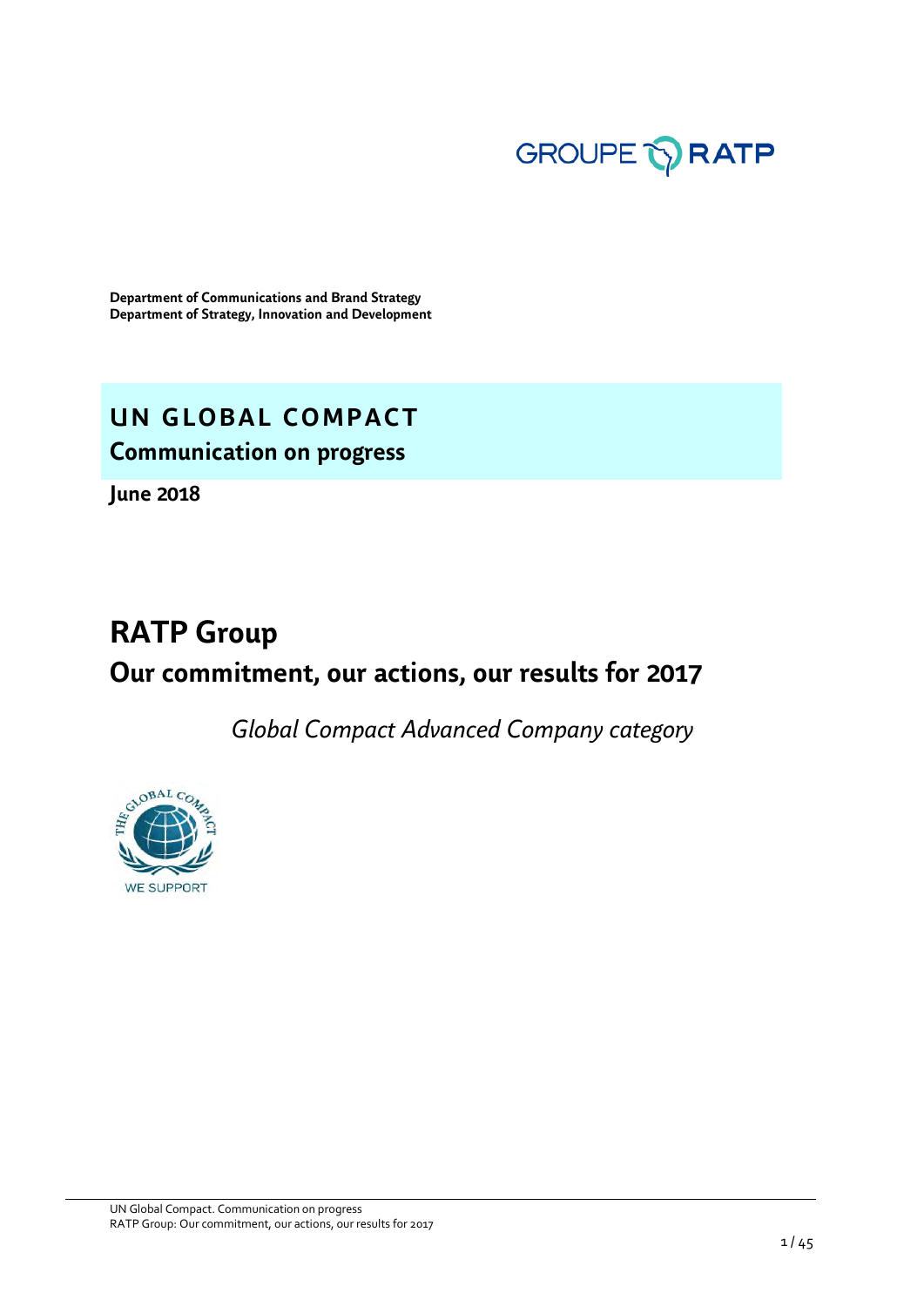GROUPE RATP

**Department of Communications and Brand Strategy**
**Department of Strategy, Innovation and Development**

# UN GLOBAL COMPACT

## Communication on progress

**June 2018**

# RATP Group

## Our commitment, our actions, our results for 2017

*Global Compact Advanced Company category*

THE GLOBAL COMPACT
WE SUPPORT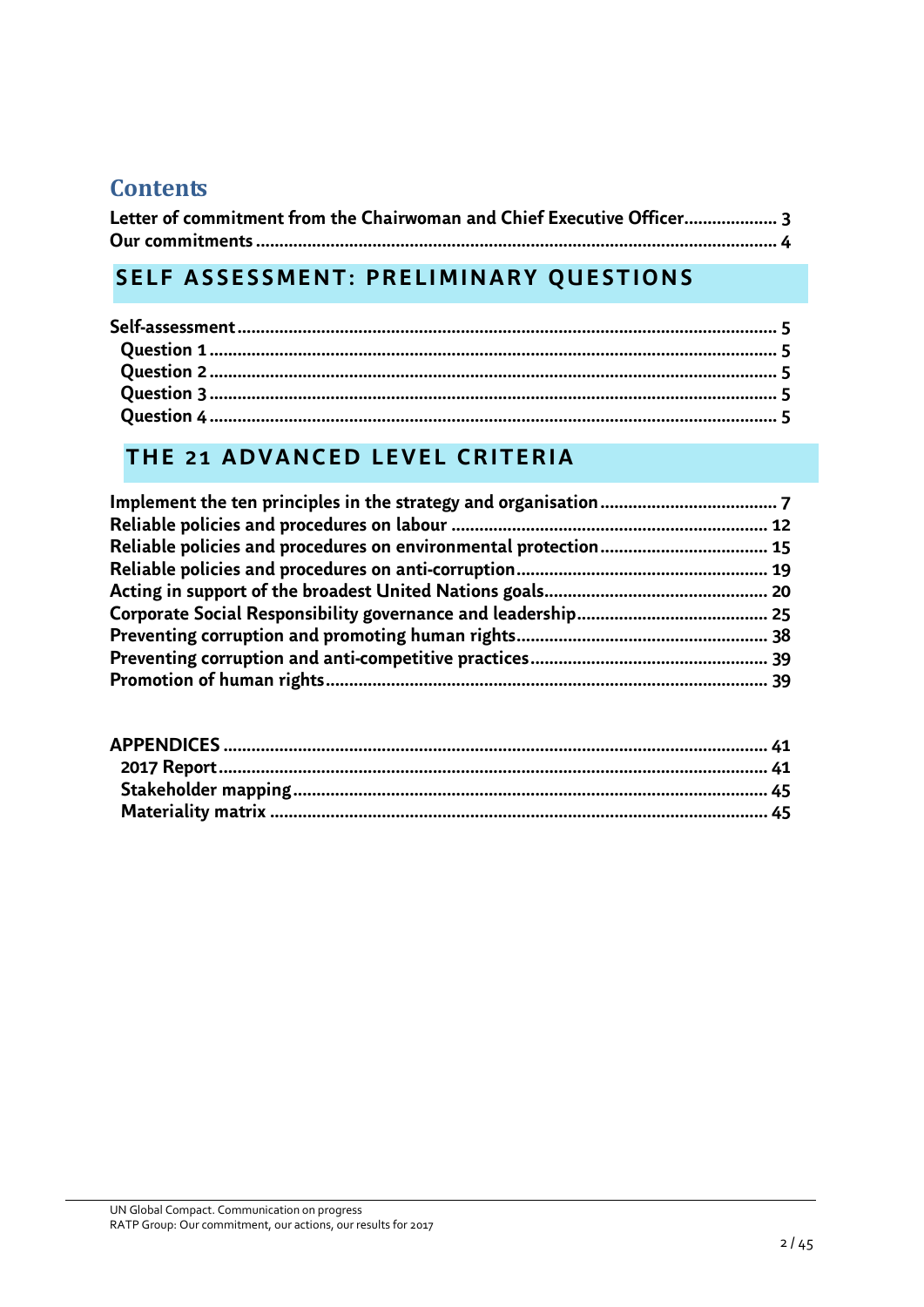# Contents

**Letter of commitment from the Chairwoman and Chief Executive Officer** .................... 3
**Our commitments** .................... 4

## SELF ASSESSMENT: PRELIMINARY QUESTIONS

**Self-assessment** .................... 5
- **Question 1** .................... 5
- **Question 2** .................... 5
- **Question 3** .................... 5
- **Question 4** .................... 5

## THE 21 ADVANCED LEVEL CRITERIA

**Implement the ten principles in the strategy and organisation** .................... 7
**Reliable policies and procedures on labour** .................... 12
**Reliable policies and procedures on environmental protection** .................... 15
**Reliable policies and procedures on anti-corruption** .................... 19
**Acting in support of the broadest United Nations goals** .................... 20
**Corporate Social Responsibility governance and leadership** .................... 25
**Preventing corruption and promoting human rights** .................... 38
**Preventing corruption and anti-competitive practices** .................... 39
**Promotion of human rights** .................... 39

**APPENDICES** .................... 41
- **2017 Report** .................... 41
- **Stakeholder mapping** .................... 45
- **Materiality matrix** .................... 45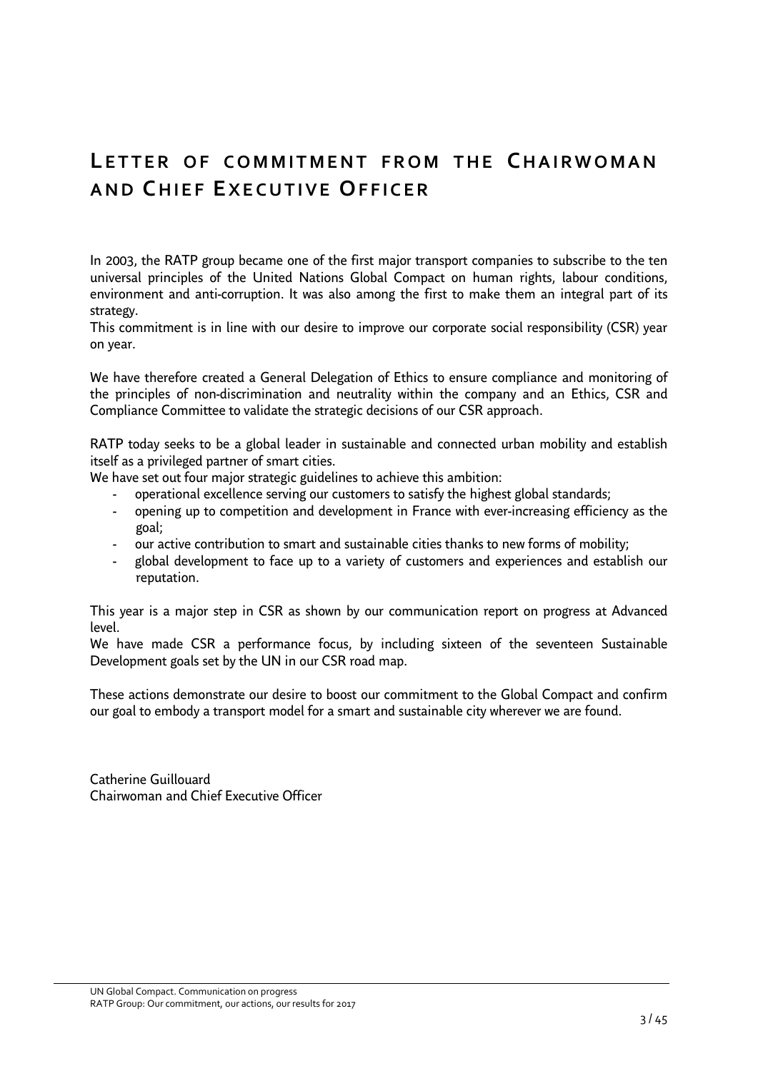# Letter of commitment from the Chairwoman and Chief Executive Officer

In 2003, the RATP group became one of the first major transport companies to subscribe to the ten universal principles of the United Nations Global Compact on human rights, labour conditions, environment and anti-corruption. It was also among the first to make them an integral part of its strategy.
This commitment is in line with our desire to improve our corporate social responsibility (CSR) year on year.

We have therefore created a General Delegation of Ethics to ensure compliance and monitoring of the principles of non-discrimination and neutrality within the company and an Ethics, CSR and Compliance Committee to validate the strategic decisions of our CSR approach.

RATP today seeks to be a global leader in sustainable and connected urban mobility and establish itself as a privileged partner of smart cities.
We have set out four major strategic guidelines to achieve this ambition:

- operational excellence serving our customers to satisfy the highest global standards;
- opening up to competition and development in France with ever-increasing efficiency as the goal;
- our active contribution to smart and sustainable cities thanks to new forms of mobility;
- global development to face up to a variety of customers and experiences and establish our reputation.

This year is a major step in CSR as shown by our communication report on progress at Advanced level.
We have made CSR a performance focus, by including sixteen of the seventeen Sustainable Development goals set by the UN in our CSR road map.

These actions demonstrate our desire to boost our commitment to the Global Compact and confirm our goal to embody a transport model for a smart and sustainable city wherever we are found.

Catherine Guillouard
Chairwoman and Chief Executive Officer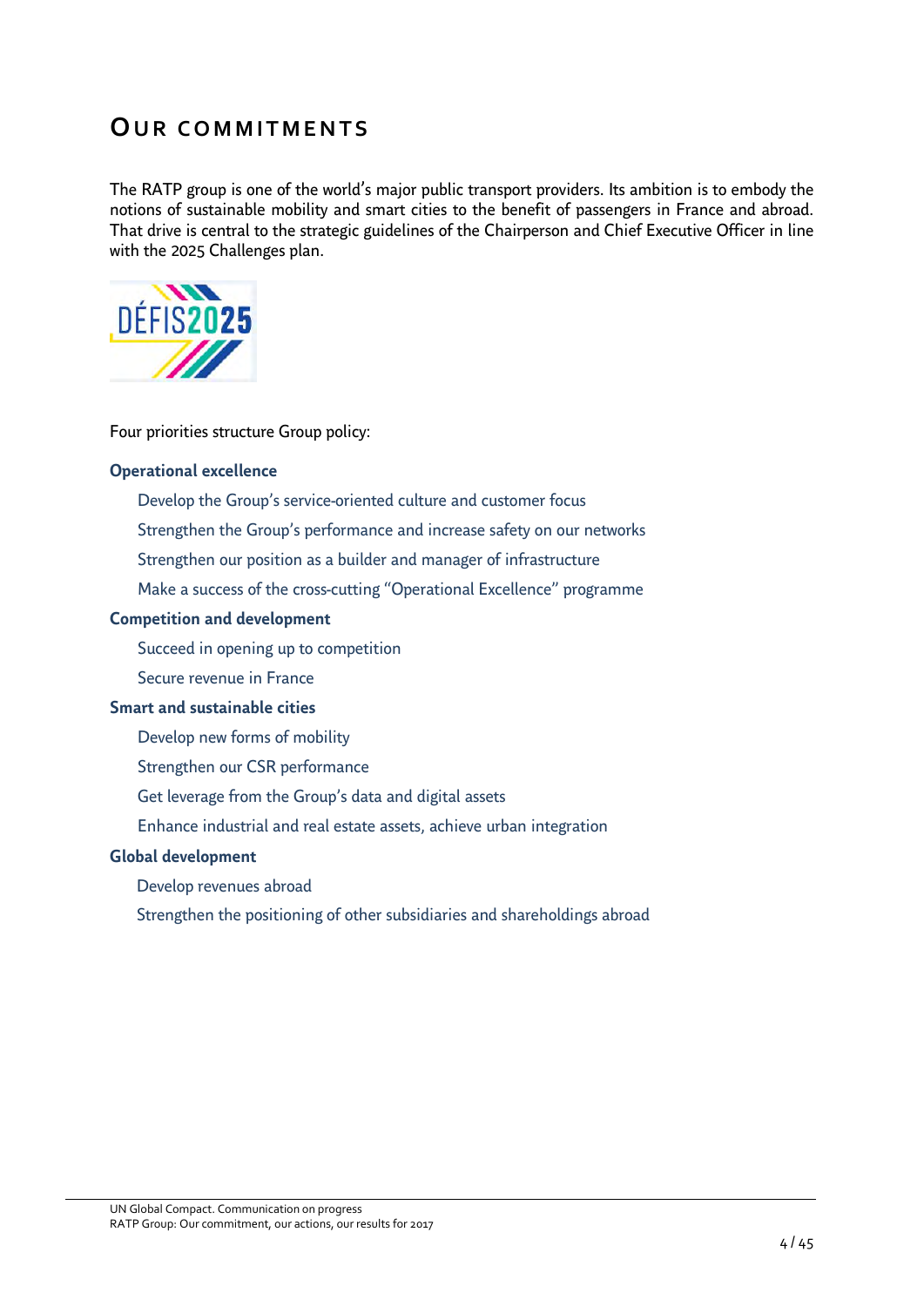# Our commitments

The RATP group is one of the world's major public transport providers. Its ambition is to embody the notions of sustainable mobility and smart cities to the benefit of passengers in France and abroad. That drive is central to the strategic guidelines of the Chairperson and Chief Executive Officer in line with the 2025 Challenges plan.

Four priorities structure Group policy:

**Operational excellence**

- Develop the Group's service-oriented culture and customer focus
- Strengthen the Group's performance and increase safety on our networks
- Strengthen our position as a builder and manager of infrastructure
- Make a success of the cross-cutting "Operational Excellence" programme

**Competition and development**

- Succeed in opening up to competition
- Secure revenue in France

**Smart and sustainable cities**

- Develop new forms of mobility
- Strengthen our CSR performance
- Get leverage from the Group's data and digital assets
- Enhance industrial and real estate assets, achieve urban integration

**Global development**

- Develop revenues abroad
- Strengthen the positioning of other subsidiaries and shareholdings abroad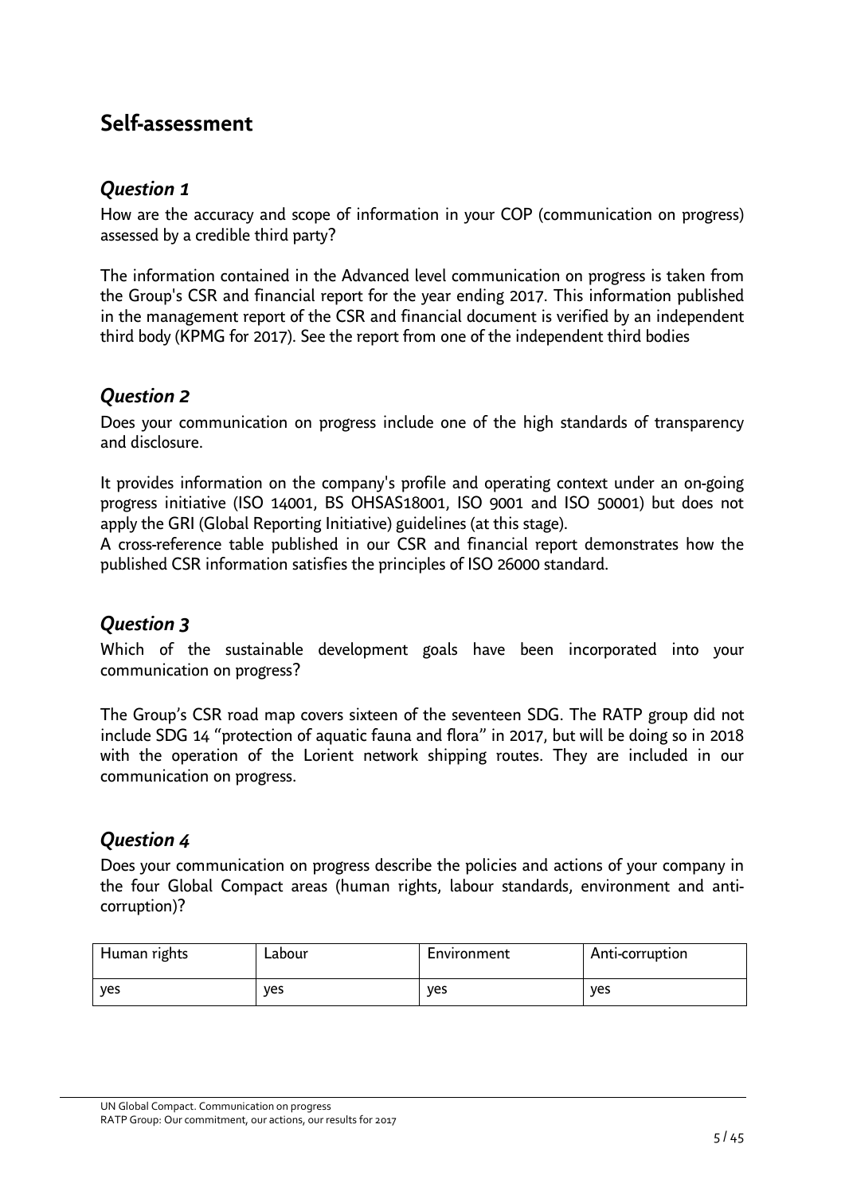# Self-assessment

### *Question 1*

How are the accuracy and scope of information in your COP (communication on progress) assessed by a credible third party?

The information contained in the Advanced level communication on progress is taken from the Group's CSR and financial report for the year ending 2017. This information published in the management report of the CSR and financial document is verified by an independent third body (KPMG for 2017). See the report from one of the independent third bodies

### *Question 2*

Does your communication on progress include one of the high standards of transparency and disclosure.

It provides information on the company's profile and operating context under an on-going progress initiative (ISO 14001, BS OHSAS18001, ISO 9001 and ISO 50001) but does not apply the GRI (Global Reporting Initiative) guidelines (at this stage).

A cross-reference table published in our CSR and financial report demonstrates how the published CSR information satisfies the principles of ISO 26000 standard.

### *Question 3*

Which of the sustainable development goals have been incorporated into your communication on progress?

The Group's CSR road map covers sixteen of the seventeen SDG. The RATP group did not include SDG 14 "protection of aquatic fauna and flora" in 2017, but will be doing so in 2018 with the operation of the Lorient network shipping routes. They are included in our communication on progress.

### *Question 4*

Does your communication on progress describe the policies and actions of your company in the four Global Compact areas (human rights, labour standards, environment and anti-corruption)?

| Human rights | Labour | Environment | Anti-corruption |
|---|---|---|---|
| yes | yes | yes | yes |

UN Global Compact. Communication on progress
RATP Group: Our commitment, our actions, our results for 2017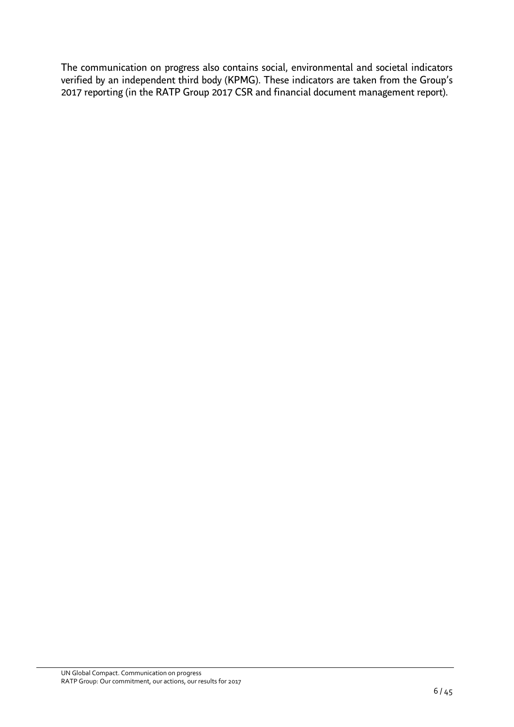The communication on progress also contains social, environmental and societal indicators verified by an independent third body (KPMG). These indicators are taken from the Group's 2017 reporting (in the RATP Group 2017 CSR and financial document management report).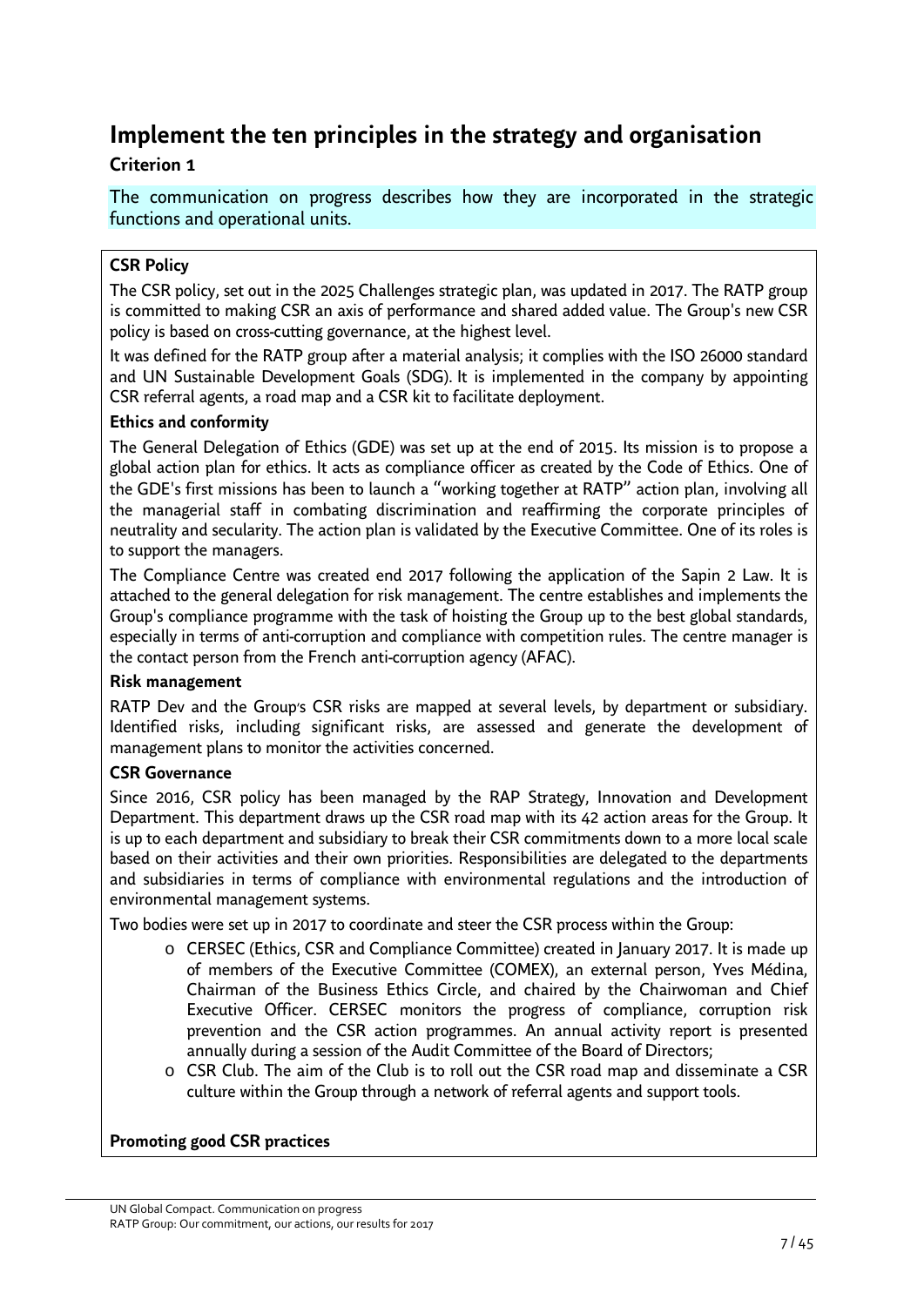# Implement the ten principles in the strategy and organisation

## Criterion 1

The communication on progress describes how they are incorporated in the strategic functions and operational units.

**CSR Policy**

The CSR policy, set out in the 2025 Challenges strategic plan, was updated in 2017. The RATP group is committed to making CSR an axis of performance and shared added value. The Group's new CSR policy is based on cross-cutting governance, at the highest level.

It was defined for the RATP group after a material analysis; it complies with the ISO 26000 standard and UN Sustainable Development Goals (SDG). It is implemented in the company by appointing CSR referral agents, a road map and a CSR kit to facilitate deployment.

**Ethics and conformity**

The General Delegation of Ethics (GDE) was set up at the end of 2015. Its mission is to propose a global action plan for ethics. It acts as compliance officer as created by the Code of Ethics. One of the GDE's first missions has been to launch a "working together at RATP" action plan, involving all the managerial staff in combating discrimination and reaffirming the corporate principles of neutrality and secularity. The action plan is validated by the Executive Committee. One of its roles is to support the managers.

The Compliance Centre was created end 2017 following the application of the Sapin 2 Law. It is attached to the general delegation for risk management. The centre establishes and implements the Group's compliance programme with the task of hoisting the Group up to the best global standards, especially in terms of anti-corruption and compliance with competition rules. The centre manager is the contact person from the French anti-corruption agency (AFAC).

**Risk management**

RATP Dev and the Group's CSR risks are mapped at several levels, by department or subsidiary. Identified risks, including significant risks, are assessed and generate the development of management plans to monitor the activities concerned.

**CSR Governance**

Since 2016, CSR policy has been managed by the RAP Strategy, Innovation and Development Department. This department draws up the CSR road map with its 42 action areas for the Group. It is up to each department and subsidiary to break their CSR commitments down to a more local scale based on their activities and their own priorities. Responsibilities are delegated to the departments and subsidiaries in terms of compliance with environmental regulations and the introduction of environmental management systems.

Two bodies were set up in 2017 to coordinate and steer the CSR process within the Group:

- CERSEC (Ethics, CSR and Compliance Committee) created in January 2017. It is made up of members of the Executive Committee (COMEX), an external person, Yves Médina, Chairman of the Business Ethics Circle, and chaired by the Chairwoman and Chief Executive Officer. CERSEC monitors the progress of compliance, corruption risk prevention and the CSR action programmes. An annual activity report is presented annually during a session of the Audit Committee of the Board of Directors;
- CSR Club. The aim of the Club is to roll out the CSR road map and disseminate a CSR culture within the Group through a network of referral agents and support tools.

**Promoting good CSR practices**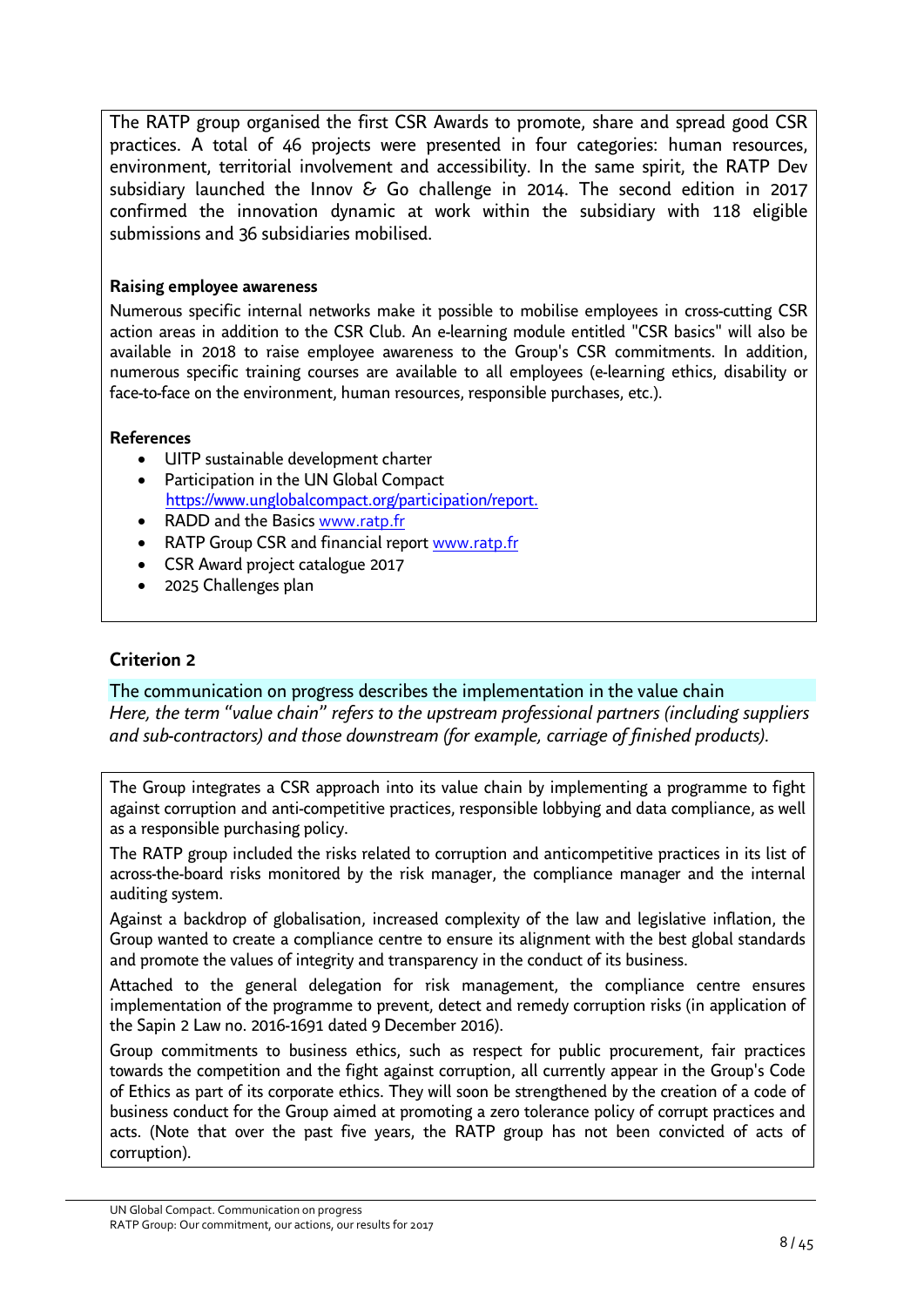The RATP group organised the first CSR Awards to promote, share and spread good CSR practices. A total of 46 projects were presented in four categories: human resources, environment, territorial involvement and accessibility. In the same spirit, the RATP Dev subsidiary launched the Innov & Go challenge in 2014. The second edition in 2017 confirmed the innovation dynamic at work within the subsidiary with 118 eligible submissions and 36 subsidiaries mobilised.

**Raising employee awareness**

Numerous specific internal networks make it possible to mobilise employees in cross-cutting CSR action areas in addition to the CSR Club. An e-learning module entitled "CSR basics" will also be available in 2018 to raise employee awareness to the Group's CSR commitments. In addition, numerous specific training courses are available to all employees (e-learning ethics, disability or face-to-face on the environment, human resources, responsible purchases, etc.).

**References**

- UITP sustainable development charter
- Participation in the UN Global Compact https://www.unglobalcompact.org/participation/report.
- RADD and the Basics www.ratp.fr
- RATP Group CSR and financial report www.ratp.fr
- CSR Award project catalogue 2017
- 2025 Challenges plan

## Criterion 2

The communication on progress describes the implementation in the value chain

*Here, the term "value chain" refers to the upstream professional partners (including suppliers and sub-contractors) and those downstream (for example, carriage of finished products).*

The Group integrates a CSR approach into its value chain by implementing a programme to fight against corruption and anti-competitive practices, responsible lobbying and data compliance, as well as a responsible purchasing policy.

The RATP group included the risks related to corruption and anticompetitive practices in its list of across-the-board risks monitored by the risk manager, the compliance manager and the internal auditing system.

Against a backdrop of globalisation, increased complexity of the law and legislative inflation, the Group wanted to create a compliance centre to ensure its alignment with the best global standards and promote the values of integrity and transparency in the conduct of its business.

Attached to the general delegation for risk management, the compliance centre ensures implementation of the programme to prevent, detect and remedy corruption risks (in application of the Sapin 2 Law no. 2016-1691 dated 9 December 2016).

Group commitments to business ethics, such as respect for public procurement, fair practices towards the competition and the fight against corruption, all currently appear in the Group's Code of Ethics as part of its corporate ethics. They will soon be strengthened by the creation of a code of business conduct for the Group aimed at promoting a zero tolerance policy of corrupt practices and acts. (Note that over the past five years, the RATP group has not been convicted of acts of corruption).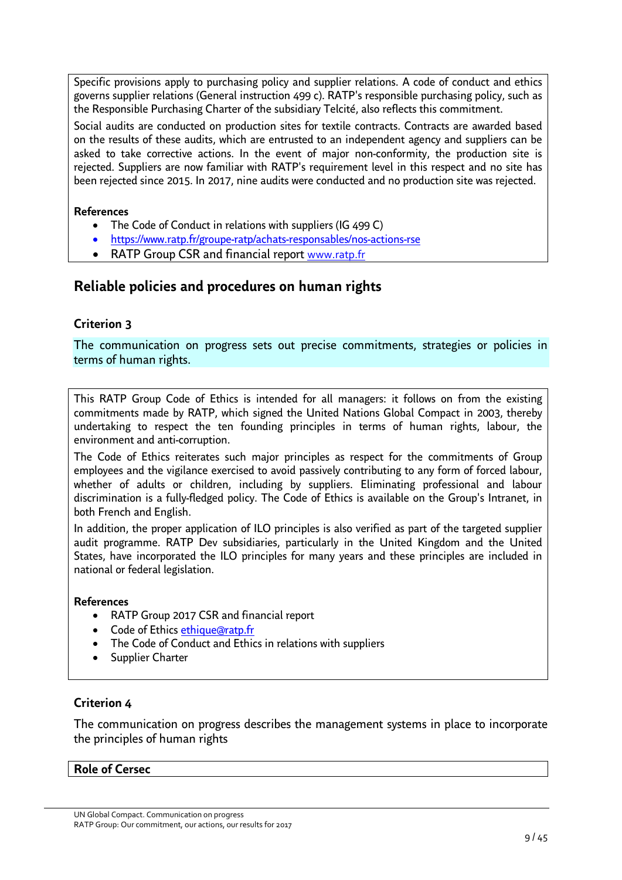Specific provisions apply to purchasing policy and supplier relations. A code of conduct and ethics governs supplier relations (General instruction 499 c). RATP's responsible purchasing policy, such as the Responsible Purchasing Charter of the subsidiary Telcité, also reflects this commitment.

Social audits are conducted on production sites for textile contracts. Contracts are awarded based on the results of these audits, which are entrusted to an independent agency and suppliers can be asked to take corrective actions. In the event of major non-conformity, the production site is rejected. Suppliers are now familiar with RATP's requirement level in this respect and no site has been rejected since 2015. In 2017, nine audits were conducted and no production site was rejected.

**References**

- The Code of Conduct in relations with suppliers (IG 499 C)
- https://www.ratp.fr/groupe-ratp/achats-responsables/nos-actions-rse
- RATP Group CSR and financial report www.ratp.fr

## Reliable policies and procedures on human rights

### Criterion 3

The communication on progress sets out precise commitments, strategies or policies in terms of human rights.

This RATP Group Code of Ethics is intended for all managers: it follows on from the existing commitments made by RATP, which signed the United Nations Global Compact in 2003, thereby undertaking to respect the ten founding principles in terms of human rights, labour, the environment and anti-corruption.

The Code of Ethics reiterates such major principles as respect for the commitments of Group employees and the vigilance exercised to avoid passively contributing to any form of forced labour, whether of adults or children, including by suppliers. Eliminating professional and labour discrimination is a fully-fledged policy. The Code of Ethics is available on the Group's Intranet, in both French and English.

In addition, the proper application of ILO principles is also verified as part of the targeted supplier audit programme. RATP Dev subsidiaries, particularly in the United Kingdom and the United States, have incorporated the ILO principles for many years and these principles are included in national or federal legislation.

**References**

- RATP Group 2017 CSR and financial report
- Code of Ethics ethique@ratp.fr
- The Code of Conduct and Ethics in relations with suppliers
- Supplier Charter

### Criterion 4

The communication on progress describes the management systems in place to incorporate the principles of human rights

**Role of Cersec**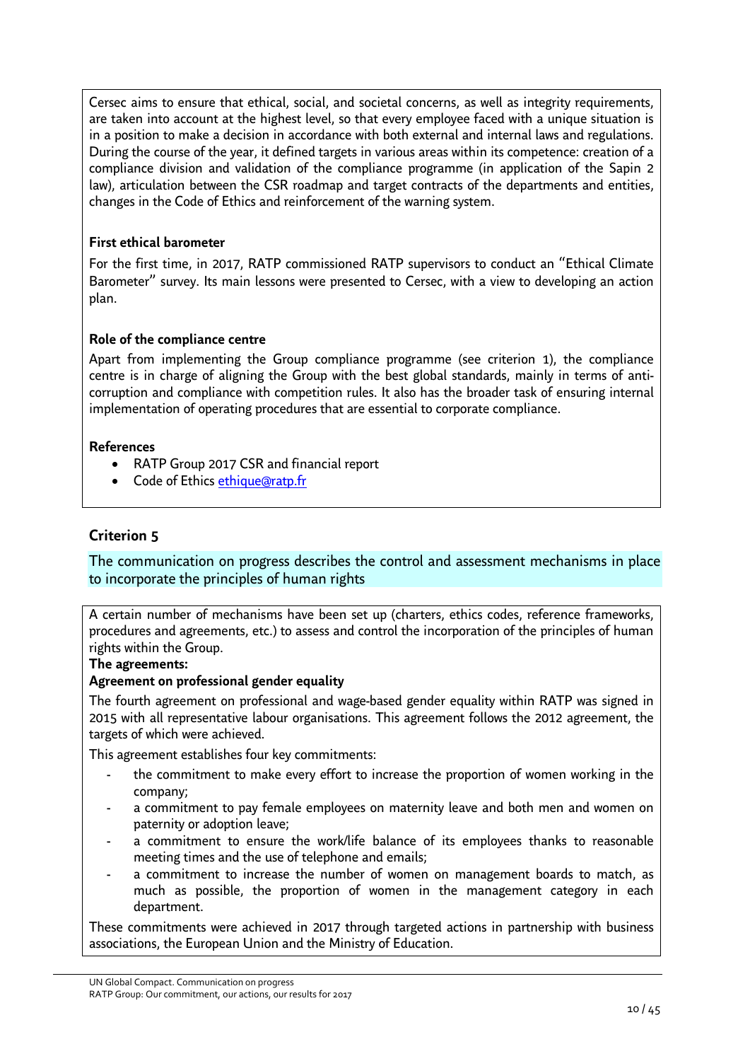Cersec aims to ensure that ethical, social, and societal concerns, as well as integrity requirements, are taken into account at the highest level, so that every employee faced with a unique situation is in a position to make a decision in accordance with both external and internal laws and regulations. During the course of the year, it defined targets in various areas within its competence: creation of a compliance division and validation of the compliance programme (in application of the Sapin 2 law), articulation between the CSR roadmap and target contracts of the departments and entities, changes in the Code of Ethics and reinforcement of the warning system.

**First ethical barometer**

For the first time, in 2017, RATP commissioned RATP supervisors to conduct an "Ethical Climate Barometer" survey. Its main lessons were presented to Cersec, with a view to developing an action plan.

**Role of the compliance centre**

Apart from implementing the Group compliance programme (see criterion 1), the compliance centre is in charge of aligning the Group with the best global standards, mainly in terms of anti-corruption and compliance with competition rules. It also has the broader task of ensuring internal implementation of operating procedures that are essential to corporate compliance.

**References**

- RATP Group 2017 CSR and financial report
- Code of Ethics ethique@ratp.fr

## Criterion 5

The communication on progress describes the control and assessment mechanisms in place to incorporate the principles of human rights

A certain number of mechanisms have been set up (charters, ethics codes, reference frameworks, procedures and agreements, etc.) to assess and control the incorporation of the principles of human rights within the Group.

**The agreements:**

**Agreement on professional gender equality**

The fourth agreement on professional and wage-based gender equality within RATP was signed in 2015 with all representative labour organisations. This agreement follows the 2012 agreement, the targets of which were achieved.

This agreement establishes four key commitments:

- the commitment to make every effort to increase the proportion of women working in the company;
- a commitment to pay female employees on maternity leave and both men and women on paternity or adoption leave;
- a commitment to ensure the work/life balance of its employees thanks to reasonable meeting times and the use of telephone and emails;
- a commitment to increase the number of women on management boards to match, as much as possible, the proportion of women in the management category in each department.

These commitments were achieved in 2017 through targeted actions in partnership with business associations, the European Union and the Ministry of Education.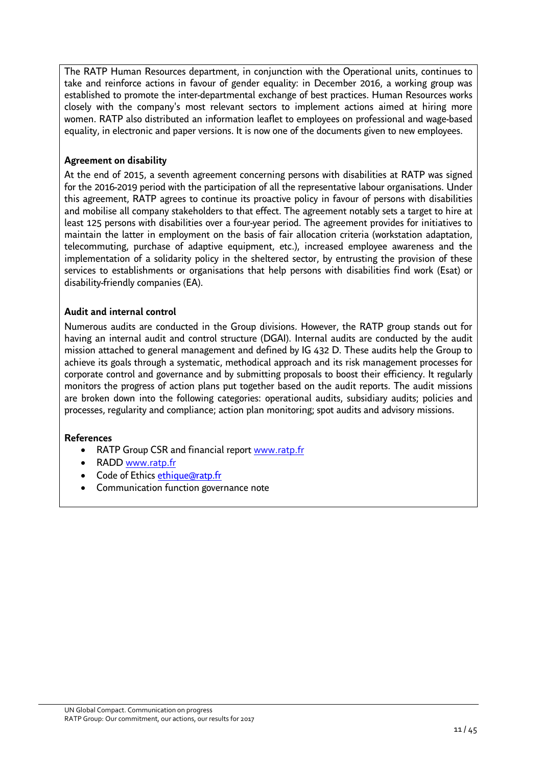The RATP Human Resources department, in conjunction with the Operational units, continues to take and reinforce actions in favour of gender equality: in December 2016, a working group was established to promote the inter-departmental exchange of best practices. Human Resources works closely with the company's most relevant sectors to implement actions aimed at hiring more women. RATP also distributed an information leaflet to employees on professional and wage-based equality, in electronic and paper versions. It is now one of the documents given to new employees.

**Agreement on disability**

At the end of 2015, a seventh agreement concerning persons with disabilities at RATP was signed for the 2016-2019 period with the participation of all the representative labour organisations. Under this agreement, RATP agrees to continue its proactive policy in favour of persons with disabilities and mobilise all company stakeholders to that effect. The agreement notably sets a target to hire at least 125 persons with disabilities over a four-year period. The agreement provides for initiatives to maintain the latter in employment on the basis of fair allocation criteria (workstation adaptation, telecommuting, purchase of adaptive equipment, etc.), increased employee awareness and the implementation of a solidarity policy in the sheltered sector, by entrusting the provision of these services to establishments or organisations that help persons with disabilities find work (Esat) or disability-friendly companies (EA).

**Audit and internal control**

Numerous audits are conducted in the Group divisions. However, the RATP group stands out for having an internal audit and control structure (DGAI). Internal audits are conducted by the audit mission attached to general management and defined by IG 432 D. These audits help the Group to achieve its goals through a systematic, methodical approach and its risk management processes for corporate control and governance and by submitting proposals to boost their efficiency. It regularly monitors the progress of action plans put together based on the audit reports. The audit missions are broken down into the following categories: operational audits, subsidiary audits; policies and processes, regularity and compliance; action plan monitoring; spot audits and advisory missions.

**References**

- RATP Group CSR and financial report www.ratp.fr
- RADD www.ratp.fr
- Code of Ethics ethique@ratp.fr
- Communication function governance note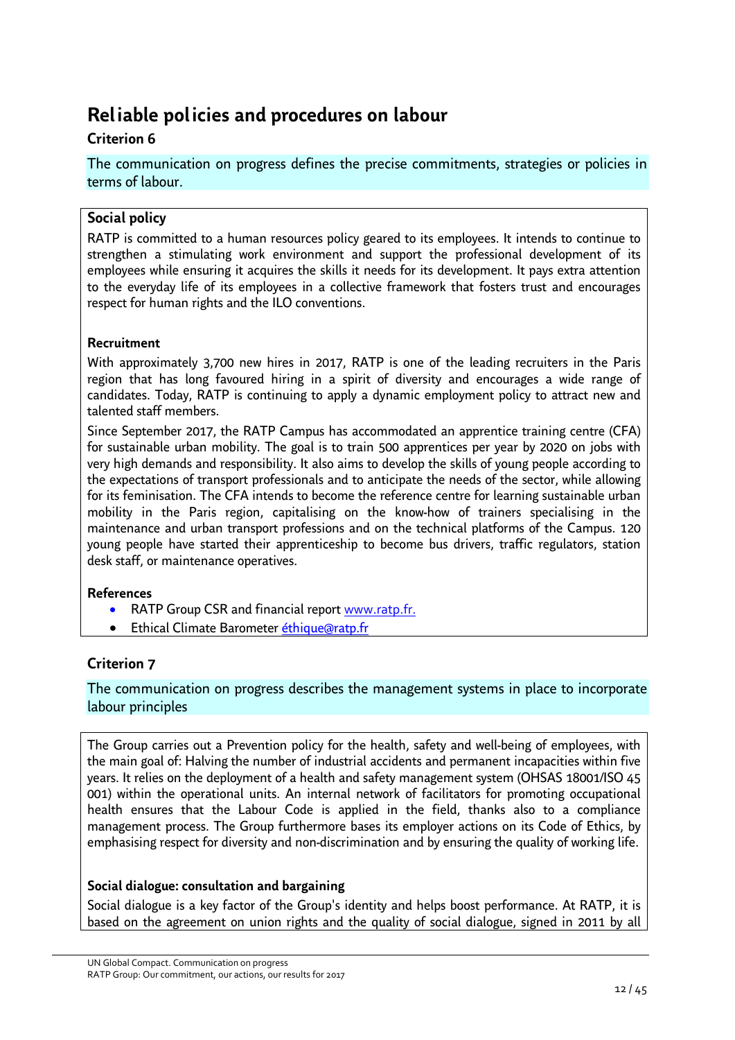# Reliable policies and procedures on labour

## Criterion 6

The communication on progress defines the precise commitments, strategies or policies in terms of labour.

### Social policy

RATP is committed to a human resources policy geared to its employees. It intends to continue to strengthen a stimulating work environment and support the professional development of its employees while ensuring it acquires the skills it needs for its development. It pays extra attention to the everyday life of its employees in a collective framework that fosters trust and encourages respect for human rights and the ILO conventions.

#### Recruitment

With approximately 3,700 new hires in 2017, RATP is one of the leading recruiters in the Paris region that has long favoured hiring in a spirit of diversity and encourages a wide range of candidates. Today, RATP is continuing to apply a dynamic employment policy to attract new and talented staff members.

Since September 2017, the RATP Campus has accommodated an apprentice training centre (CFA) for sustainable urban mobility. The goal is to train 500 apprentices per year by 2020 on jobs with very high demands and responsibility. It also aims to develop the skills of young people according to the expectations of transport professionals and to anticipate the needs of the sector, while allowing for its feminisation. The CFA intends to become the reference centre for learning sustainable urban mobility in the Paris region, capitalising on the know-how of trainers specialising in the maintenance and urban transport professions and on the technical platforms of the Campus. 120 young people have started their apprenticeship to become bus drivers, traffic regulators, station desk staff, or maintenance operatives.

#### References

- RATP Group CSR and financial report www.ratp.fr.
- Ethical Climate Barometer éthique@ratp.fr

## Criterion 7

The communication on progress describes the management systems in place to incorporate labour principles

The Group carries out a Prevention policy for the health, safety and well-being of employees, with the main goal of: Halving the number of industrial accidents and permanent incapacities within five years. It relies on the deployment of a health and safety management system (OHSAS 18001/ISO 45 001) within the operational units. An internal network of facilitators for promoting occupational health ensures that the Labour Code is applied in the field, thanks also to a compliance management process. The Group furthermore bases its employer actions on its Code of Ethics, by emphasising respect for diversity and non-discrimination and by ensuring the quality of working life.

#### Social dialogue: consultation and bargaining

Social dialogue is a key factor of the Group's identity and helps boost performance. At RATP, it is based on the agreement on union rights and the quality of social dialogue, signed in 2011 by all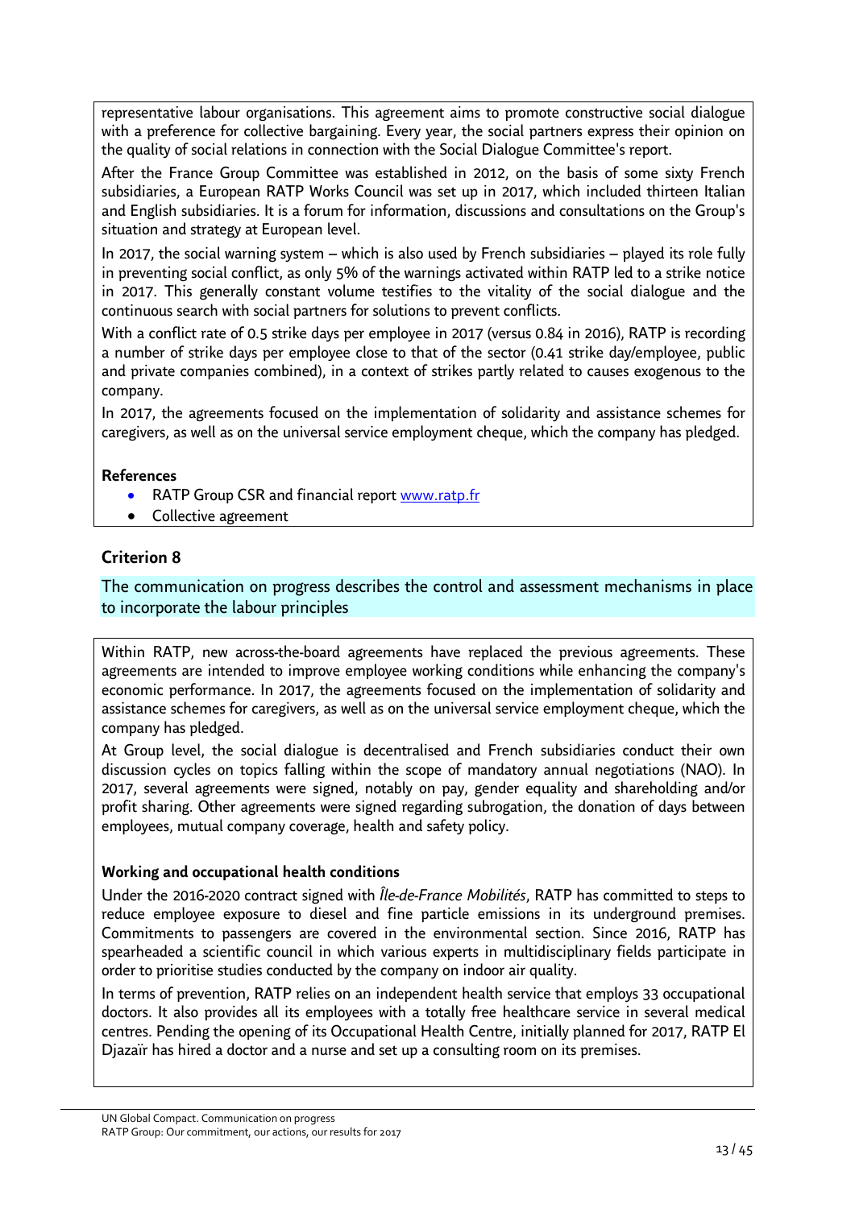representative labour organisations. This agreement aims to promote constructive social dialogue with a preference for collective bargaining. Every year, the social partners express their opinion on the quality of social relations in connection with the Social Dialogue Committee's report.

After the France Group Committee was established in 2012, on the basis of some sixty French subsidiaries, a European RATP Works Council was set up in 2017, which included thirteen Italian and English subsidiaries. It is a forum for information, discussions and consultations on the Group's situation and strategy at European level.

In 2017, the social warning system – which is also used by French subsidiaries – played its role fully in preventing social conflict, as only 5% of the warnings activated within RATP led to a strike notice in 2017. This generally constant volume testifies to the vitality of the social dialogue and the continuous search with social partners for solutions to prevent conflicts.

With a conflict rate of 0.5 strike days per employee in 2017 (versus 0.84 in 2016), RATP is recording a number of strike days per employee close to that of the sector (0.41 strike day/employee, public and private companies combined), in a context of strikes partly related to causes exogenous to the company.

In 2017, the agreements focused on the implementation of solidarity and assistance schemes for caregivers, as well as on the universal service employment cheque, which the company has pledged.

**References**

- RATP Group CSR and financial report www.ratp.fr
- Collective agreement

## Criterion 8

The communication on progress describes the control and assessment mechanisms in place to incorporate the labour principles

Within RATP, new across-the-board agreements have replaced the previous agreements. These agreements are intended to improve employee working conditions while enhancing the company's economic performance. In 2017, the agreements focused on the implementation of solidarity and assistance schemes for caregivers, as well as on the universal service employment cheque, which the company has pledged.

At Group level, the social dialogue is decentralised and French subsidiaries conduct their own discussion cycles on topics falling within the scope of mandatory annual negotiations (NAO). In 2017, several agreements were signed, notably on pay, gender equality and shareholding and/or profit sharing. Other agreements were signed regarding subrogation, the donation of days between employees, mutual company coverage, health and safety policy.

**Working and occupational health conditions**

Under the 2016-2020 contract signed with *Île-de-France Mobilités*, RATP has committed to steps to reduce employee exposure to diesel and fine particle emissions in its underground premises. Commitments to passengers are covered in the environmental section. Since 2016, RATP has spearheaded a scientific council in which various experts in multidisciplinary fields participate in order to prioritise studies conducted by the company on indoor air quality.

In terms of prevention, RATP relies on an independent health service that employs 33 occupational doctors. It also provides all its employees with a totally free healthcare service in several medical centres. Pending the opening of its Occupational Health Centre, initially planned for 2017, RATP El Djazaïr has hired a doctor and a nurse and set up a consulting room on its premises.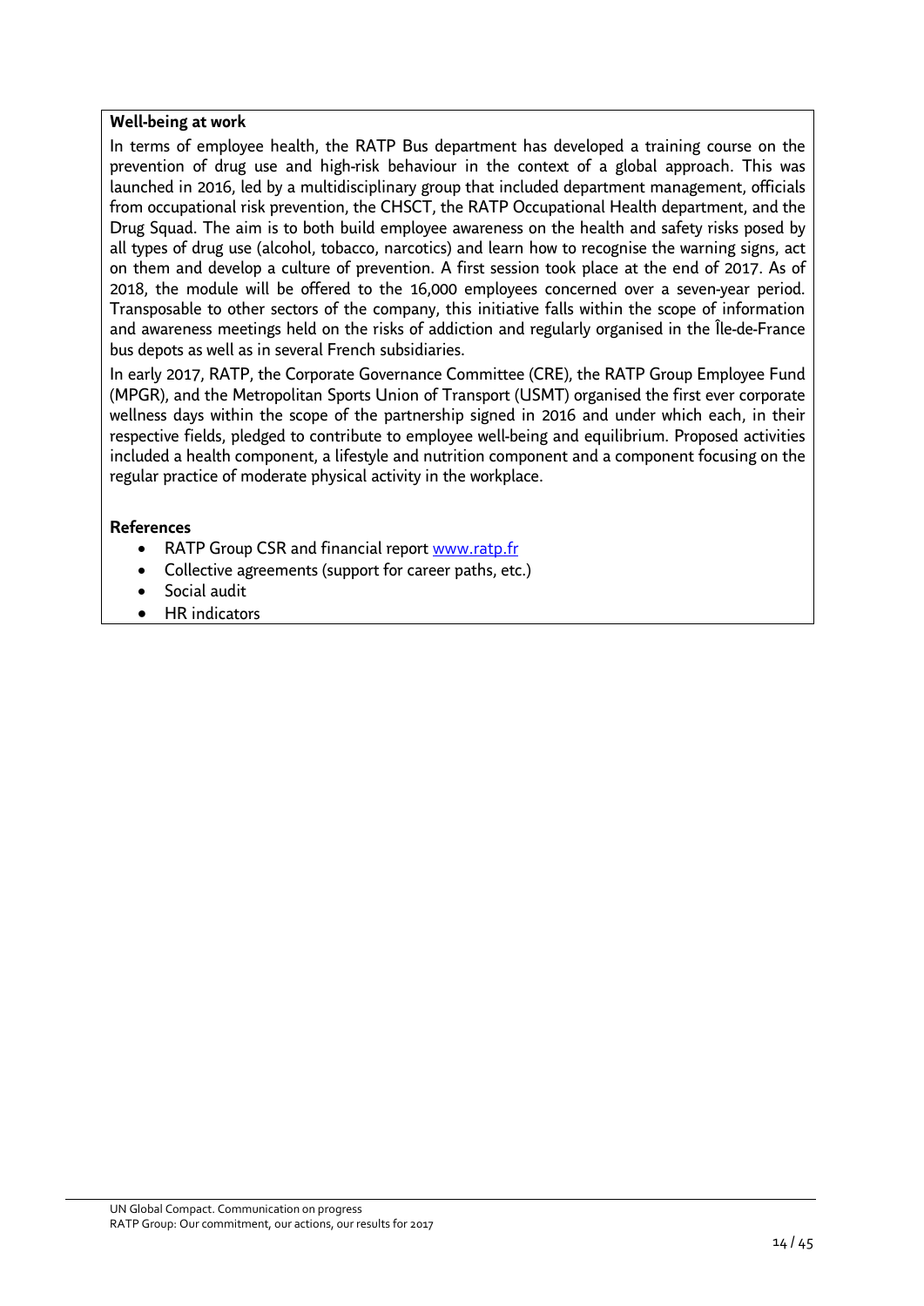**Well-being at work**

In terms of employee health, the RATP Bus department has developed a training course on the prevention of drug use and high-risk behaviour in the context of a global approach. This was launched in 2016, led by a multidisciplinary group that included department management, officials from occupational risk prevention, the CHSCT, the RATP Occupational Health department, and the Drug Squad. The aim is to both build employee awareness on the health and safety risks posed by all types of drug use (alcohol, tobacco, narcotics) and learn how to recognise the warning signs, act on them and develop a culture of prevention. A first session took place at the end of 2017. As of 2018, the module will be offered to the 16,000 employees concerned over a seven-year period. Transposable to other sectors of the company, this initiative falls within the scope of information and awareness meetings held on the risks of addiction and regularly organised in the Île-de-France bus depots as well as in several French subsidiaries.

In early 2017, RATP, the Corporate Governance Committee (CRE), the RATP Group Employee Fund (MPGR), and the Metropolitan Sports Union of Transport (USMT) organised the first ever corporate wellness days within the scope of the partnership signed in 2016 and under which each, in their respective fields, pledged to contribute to employee well-being and equilibrium. Proposed activities included a health component, a lifestyle and nutrition component and a component focusing on the regular practice of moderate physical activity in the workplace.

**References**

- RATP Group CSR and financial report www.ratp.fr
- Collective agreements (support for career paths, etc.)
- Social audit
- HR indicators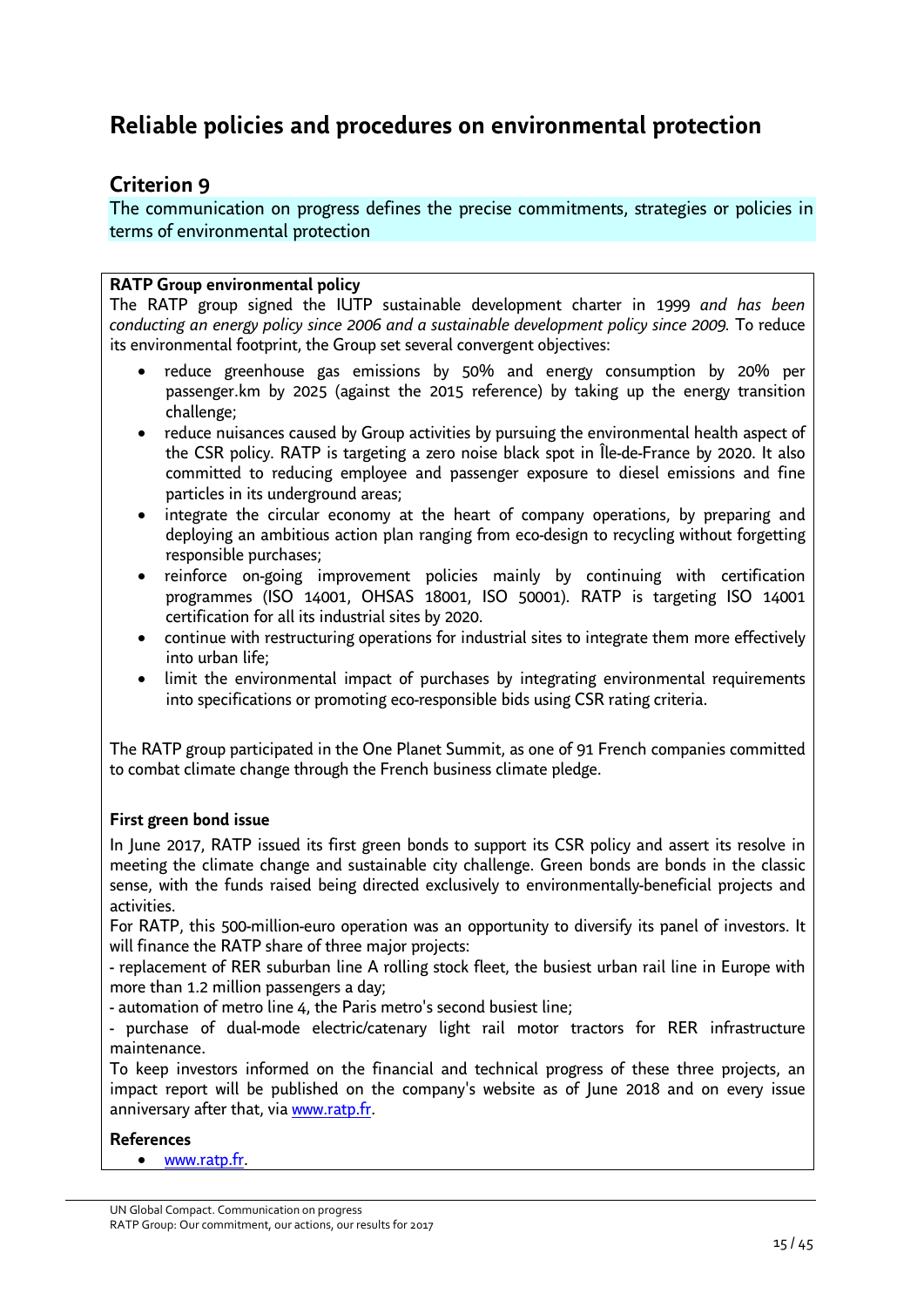# Reliable policies and procedures on environmental protection

## Criterion 9

The communication on progress defines the precise commitments, strategies or policies in terms of environmental protection

**RATP Group environmental policy**

The RATP group signed the IUTP sustainable development charter in 1999 *and has been conducting an energy policy since 2006 and a sustainable development policy since 2009.* To reduce its environmental footprint, the Group set several convergent objectives:

- reduce greenhouse gas emissions by 50% and energy consumption by 20% per passenger.km by 2025 (against the 2015 reference) by taking up the energy transition challenge;
- reduce nuisances caused by Group activities by pursuing the environmental health aspect of the CSR policy. RATP is targeting a zero noise black spot in Île-de-France by 2020. It also committed to reducing employee and passenger exposure to diesel emissions and fine particles in its underground areas;
- integrate the circular economy at the heart of company operations, by preparing and deploying an ambitious action plan ranging from eco-design to recycling without forgetting responsible purchases;
- reinforce on-going improvement policies mainly by continuing with certification programmes (ISO 14001, OHSAS 18001, ISO 50001). RATP is targeting ISO 14001 certification for all its industrial sites by 2020.
- continue with restructuring operations for industrial sites to integrate them more effectively into urban life;
- limit the environmental impact of purchases by integrating environmental requirements into specifications or promoting eco-responsible bids using CSR rating criteria.

The RATP group participated in the One Planet Summit, as one of 91 French companies committed to combat climate change through the French business climate pledge.

**First green bond issue**

In June 2017, RATP issued its first green bonds to support its CSR policy and assert its resolve in meeting the climate change and sustainable city challenge. Green bonds are bonds in the classic sense, with the funds raised being directed exclusively to environmentally-beneficial projects and activities.

For RATP, this 500-million-euro operation was an opportunity to diversify its panel of investors. It will finance the RATP share of three major projects:

- replacement of RER suburban line A rolling stock fleet, the busiest urban rail line in Europe with more than 1.2 million passengers a day;

- automation of metro line 4, the Paris metro's second busiest line;

- purchase of dual-mode electric/catenary light rail motor tractors for RER infrastructure maintenance.

To keep investors informed on the financial and technical progress of these three projects, an impact report will be published on the company's website as of June 2018 and on every issue anniversary after that, via www.ratp.fr.

**References**

- www.ratp.fr.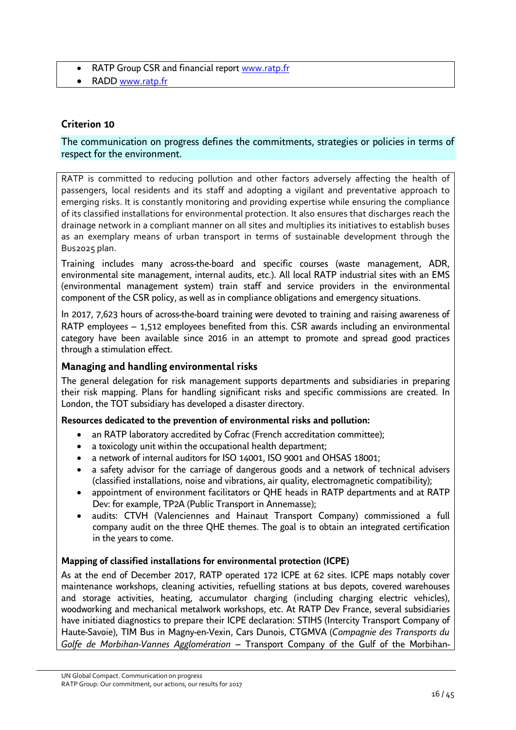- RATP Group CSR and financial report www.ratp.fr
- RADD www.ratp.fr

## Criterion 10

The communication on progress defines the commitments, strategies or policies in terms of respect for the environment.

RATP is committed to reducing pollution and other factors adversely affecting the health of passengers, local residents and its staff and adopting a vigilant and preventative approach to emerging risks. It is constantly monitoring and providing expertise while ensuring the compliance of its classified installations for environmental protection. It also ensures that discharges reach the drainage network in a compliant manner on all sites and multiplies its initiatives to establish buses as an exemplary means of urban transport in terms of sustainable development through the Bus2025 plan.

Training includes many across-the-board and specific courses (waste management, ADR, environmental site management, internal audits, etc.). All local RATP industrial sites with an EMS (environmental management system) train staff and service providers in the environmental component of the CSR policy, as well as in compliance obligations and emergency situations.

In 2017, 7,623 hours of across-the-board training were devoted to training and raising awareness of RATP employees – 1,512 employees benefited from this. CSR awards including an environmental category have been available since 2016 in an attempt to promote and spread good practices through a stimulation effect.

### Managing and handling environmental risks

The general delegation for risk management supports departments and subsidiaries in preparing their risk mapping. Plans for handling significant risks and specific commissions are created. In London, the TOT subsidiary has developed a disaster directory.

**Resources dedicated to the prevention of environmental risks and pollution:**

- an RATP laboratory accredited by Cofrac (French accreditation committee);
- a toxicology unit within the occupational health department;
- a network of internal auditors for ISO 14001, ISO 9001 and OHSAS 18001;
- a safety advisor for the carriage of dangerous goods and a network of technical advisers (classified installations, noise and vibrations, air quality, electromagnetic compatibility);
- appointment of environment facilitators or QHE heads in RATP departments and at RATP Dev: for example, TP2A (Public Transport in Annemasse);
- audits: CTVH (Valenciennes and Hainaut Transport Company) commissioned a full company audit on the three QHE themes. The goal is to obtain an integrated certification in the years to come.

**Mapping of classified installations for environmental protection (ICPE)**

As at the end of December 2017, RATP operated 172 ICPE at 62 sites. ICPE maps notably cover maintenance workshops, cleaning activities, refuelling stations at bus depots, covered warehouses and storage activities, heating, accumulator charging (including charging electric vehicles), woodworking and mechanical metalwork workshops, etc. At RATP Dev France, several subsidiaries have initiated diagnostics to prepare their ICPE declaration: STIHS (Intercity Transport Company of Haute-Savoie), TIM Bus in Magny-en-Vexin, Cars Dunois, CTGMVA (*Compagnie des Transports du Golfe de Morbihan-Vannes Agglomération* – Transport Company of the Gulf of the Morbihan-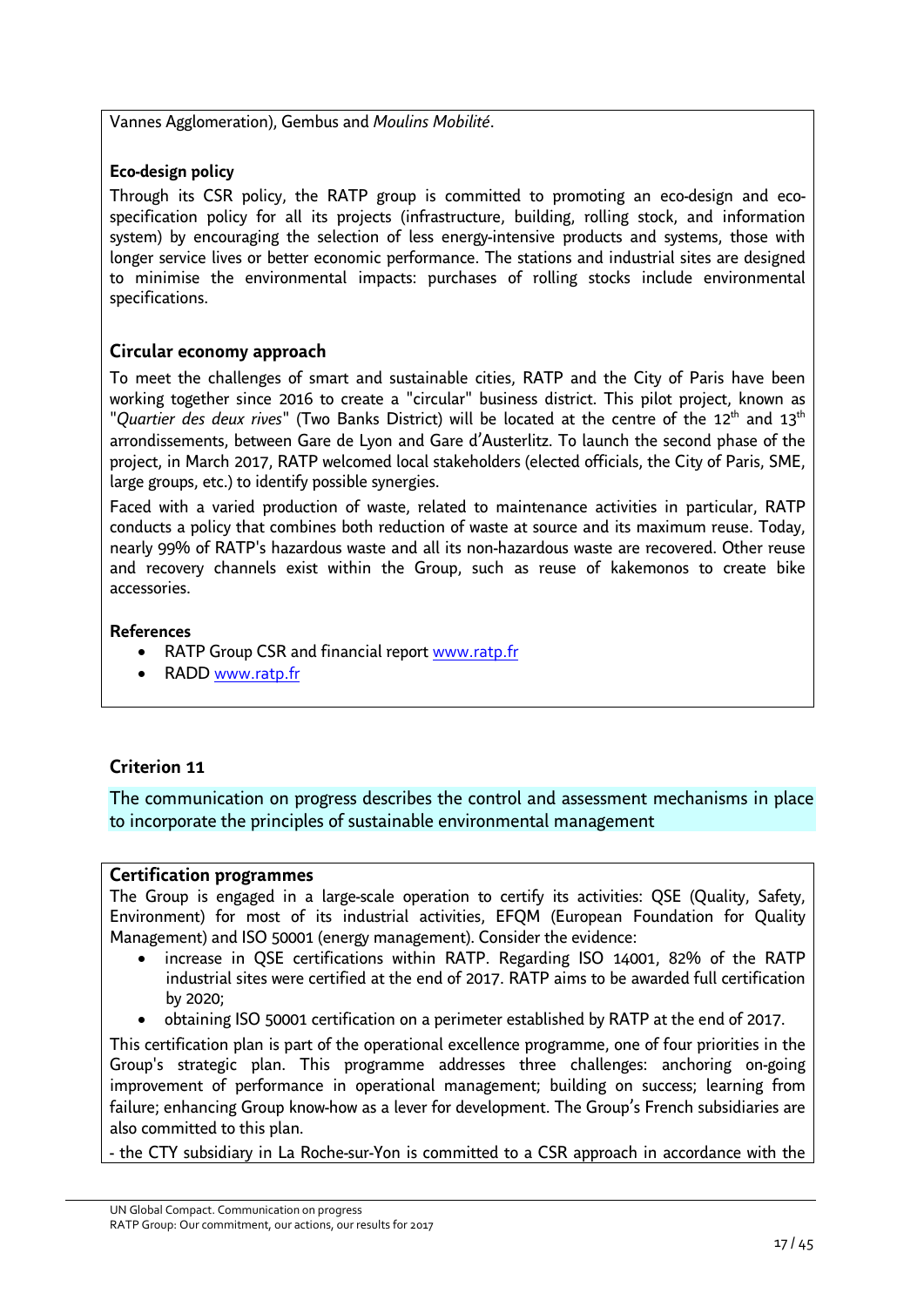Vannes Agglomeration), Gembus and *Moulins Mobilité*.

**Eco-design policy**

Through its CSR policy, the RATP group is committed to promoting an eco-design and eco-specification policy for all its projects (infrastructure, building, rolling stock, and information system) by encouraging the selection of less energy-intensive products and systems, those with longer service lives or better economic performance. The stations and industrial sites are designed to minimise the environmental impacts: purchases of rolling stocks include environmental specifications.

### Circular economy approach

To meet the challenges of smart and sustainable cities, RATP and the City of Paris have been working together since 2016 to create a "circular" business district. This pilot project, known as "*Quartier des deux rives*" (Two Banks District) will be located at the centre of the 12th and 13th arrondissements, between Gare de Lyon and Gare d'Austerlitz. To launch the second phase of the project, in March 2017, RATP welcomed local stakeholders (elected officials, the City of Paris, SME, large groups, etc.) to identify possible synergies.

Faced with a varied production of waste, related to maintenance activities in particular, RATP conducts a policy that combines both reduction of waste at source and its maximum reuse. Today, nearly 99% of RATP's hazardous waste and all its non-hazardous waste are recovered. Other reuse and recovery channels exist within the Group, such as reuse of kakemonos to create bike accessories.

**References**

- RATP Group CSR and financial report www.ratp.fr
- RADD www.ratp.fr

## Criterion 11

The communication on progress describes the control and assessment mechanisms in place to incorporate the principles of sustainable environmental management

**Certification programmes**

The Group is engaged in a large-scale operation to certify its activities: QSE (Quality, Safety, Environment) for most of its industrial activities, EFQM (European Foundation for Quality Management) and ISO 50001 (energy management). Consider the evidence:

- increase in QSE certifications within RATP. Regarding ISO 14001, 82% of the RATP industrial sites were certified at the end of 2017. RATP aims to be awarded full certification by 2020;
- obtaining ISO 50001 certification on a perimeter established by RATP at the end of 2017.

This certification plan is part of the operational excellence programme, one of four priorities in the Group's strategic plan. This programme addresses three challenges: anchoring on-going improvement of performance in operational management; building on success; learning from failure; enhancing Group know-how as a lever for development. The Group's French subsidiaries are also committed to this plan.

- the CTY subsidiary in La Roche-sur-Yon is committed to a CSR approach in accordance with the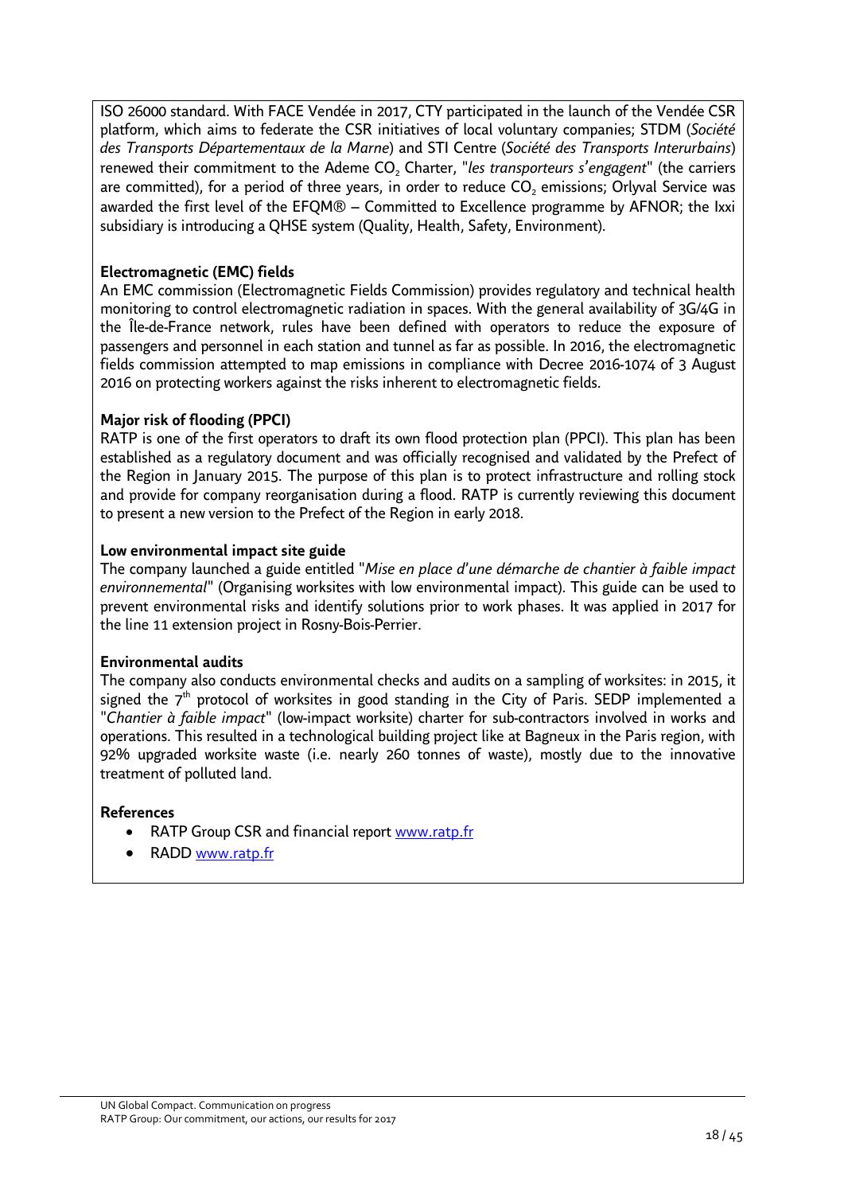ISO 26000 standard. With FACE Vendée in 2017, CTY participated in the launch of the Vendée CSR platform, which aims to federate the CSR initiatives of local voluntary companies; STDM (*Société des Transports Départementaux de la Marne*) and STI Centre (*Société des Transports Interurbains*) renewed their commitment to the Ademe $CO_2$ Charter, "*les transporteurs s'engagent*" (the carriers are committed), for a period of three years, in order to reduce $CO_2$ emissions; Orlyval Service was awarded the first level of the EFQM® – Committed to Excellence programme by AFNOR; the Ixxi subsidiary is introducing a QHSE system (Quality, Health, Safety, Environment).

**Electromagnetic (EMC) fields**

An EMC commission (Electromagnetic Fields Commission) provides regulatory and technical health monitoring to control electromagnetic radiation in spaces. With the general availability of 3G/4G in the Île-de-France network, rules have been defined with operators to reduce the exposure of passengers and personnel in each station and tunnel as far as possible. In 2016, the electromagnetic fields commission attempted to map emissions in compliance with Decree 2016-1074 of 3 August 2016 on protecting workers against the risks inherent to electromagnetic fields.

**Major risk of flooding (PPCI)**

RATP is one of the first operators to draft its own flood protection plan (PPCI). This plan has been established as a regulatory document and was officially recognised and validated by the Prefect of the Region in January 2015. The purpose of this plan is to protect infrastructure and rolling stock and provide for company reorganisation during a flood. RATP is currently reviewing this document to present a new version to the Prefect of the Region in early 2018.

**Low environmental impact site guide**

The company launched a guide entitled "*Mise en place d'une démarche de chantier à faible impact environnemental*" (Organising worksites with low environmental impact). This guide can be used to prevent environmental risks and identify solutions prior to work phases. It was applied in 2017 for the line 11 extension project in Rosny-Bois-Perrier.

**Environmental audits**

The company also conducts environmental checks and audits on a sampling of worksites: in 2015, it signed the 7th protocol of worksites in good standing in the City of Paris. SEDP implemented a "*Chantier à faible impact*" (low-impact worksite) charter for sub-contractors involved in works and operations. This resulted in a technological building project like at Bagneux in the Paris region, with 92% upgraded worksite waste (i.e. nearly 260 tonnes of waste), mostly due to the innovative treatment of polluted land.

**References**

- RATP Group CSR and financial report [www.ratp.fr](www.ratp.fr)
- RADD [www.ratp.fr](www.ratp.fr)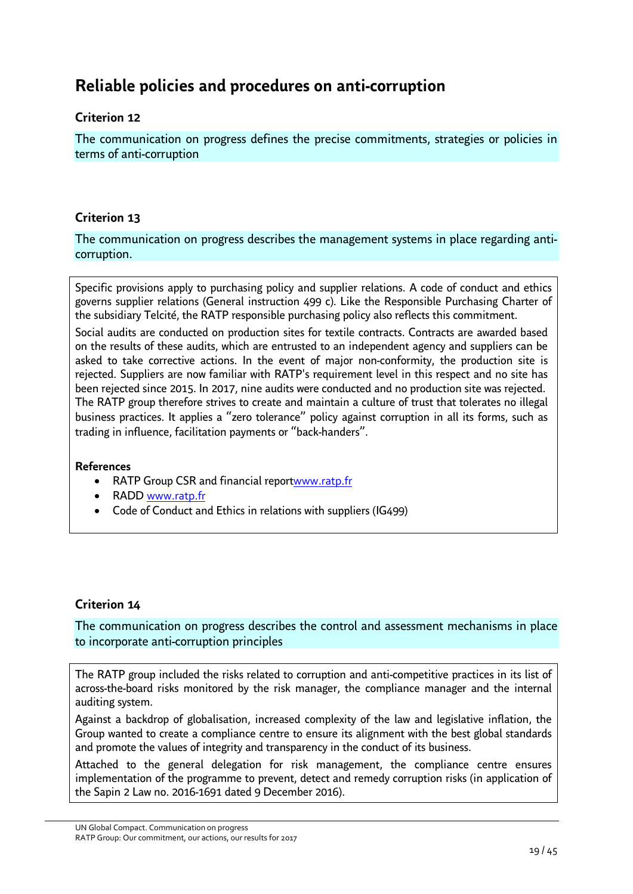# Reliable policies and procedures on anti-corruption

### Criterion 12

The communication on progress defines the precise commitments, strategies or policies in terms of anti-corruption

### Criterion 13

The communication on progress describes the management systems in place regarding anti-corruption.

Specific provisions apply to purchasing policy and supplier relations. A code of conduct and ethics governs supplier relations (General instruction 499 c). Like the Responsible Purchasing Charter of the subsidiary Telcité, the RATP responsible purchasing policy also reflects this commitment.

Social audits are conducted on production sites for textile contracts. Contracts are awarded based on the results of these audits, which are entrusted to an independent agency and suppliers can be asked to take corrective actions. In the event of major non-conformity, the production site is rejected. Suppliers are now familiar with RATP's requirement level in this respect and no site has been rejected since 2015. In 2017, nine audits were conducted and no production site was rejected. The RATP group therefore strives to create and maintain a culture of trust that tolerates no illegal business practices. It applies a "zero tolerance" policy against corruption in all its forms, such as trading in influence, facilitation payments or "back-handers".

**References**

- RATP Group CSR and financial report[www.ratp.fr](http://www.ratp.fr)
- RADD [www.ratp.fr](http://www.ratp.fr)
- Code of Conduct and Ethics in relations with suppliers (IG499)

### Criterion 14

The communication on progress describes the control and assessment mechanisms in place to incorporate anti-corruption principles

The RATP group included the risks related to corruption and anti-competitive practices in its list of across-the-board risks monitored by the risk manager, the compliance manager and the internal auditing system.

Against a backdrop of globalisation, increased complexity of the law and legislative inflation, the Group wanted to create a compliance centre to ensure its alignment with the best global standards and promote the values of integrity and transparency in the conduct of its business.

Attached to the general delegation for risk management, the compliance centre ensures implementation of the programme to prevent, detect and remedy corruption risks (in application of the Sapin 2 Law no. 2016-1691 dated 9 December 2016).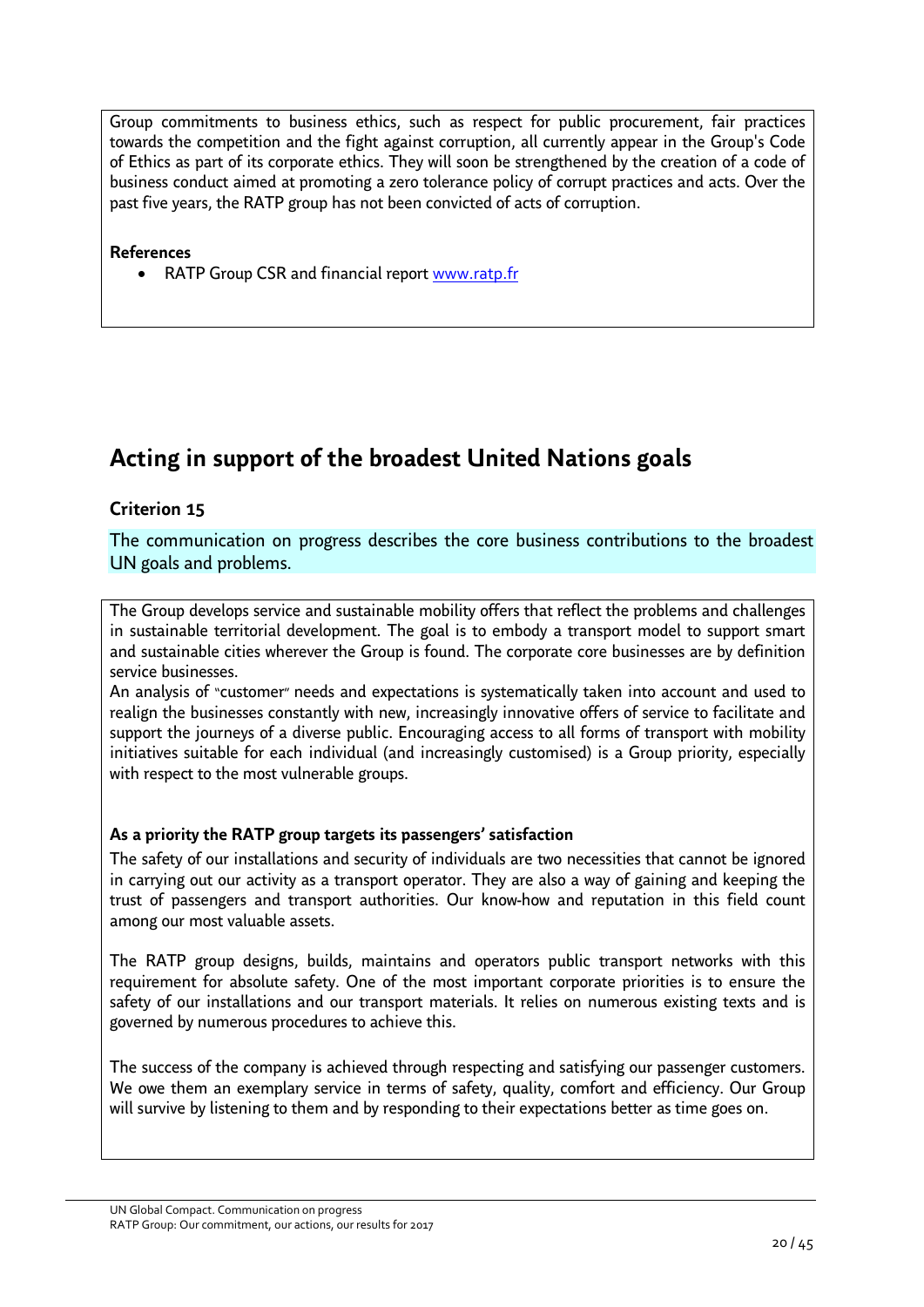Group commitments to business ethics, such as respect for public procurement, fair practices towards the competition and the fight against corruption, all currently appear in the Group's Code of Ethics as part of its corporate ethics. They will soon be strengthened by the creation of a code of business conduct aimed at promoting a zero tolerance policy of corrupt practices and acts. Over the past five years, the RATP group has not been convicted of acts of corruption.

**References**

- RATP Group CSR and financial report www.ratp.fr

## Acting in support of the broadest United Nations goals

### Criterion 15

The communication on progress describes the core business contributions to the broadest UN goals and problems.

The Group develops service and sustainable mobility offers that reflect the problems and challenges in sustainable territorial development. The goal is to embody a transport model to support smart and sustainable cities wherever the Group is found. The corporate core businesses are by definition service businesses.

An analysis of "customer" needs and expectations is systematically taken into account and used to realign the businesses constantly with new, increasingly innovative offers of service to facilitate and support the journeys of a diverse public. Encouraging access to all forms of transport with mobility initiatives suitable for each individual (and increasingly customised) is a Group priority, especially with respect to the most vulnerable groups.

**As a priority the RATP group targets its passengers' satisfaction**

The safety of our installations and security of individuals are two necessities that cannot be ignored in carrying out our activity as a transport operator. They are also a way of gaining and keeping the trust of passengers and transport authorities. Our know-how and reputation in this field count among our most valuable assets.

The RATP group designs, builds, maintains and operators public transport networks with this requirement for absolute safety. One of the most important corporate priorities is to ensure the safety of our installations and our transport materials. It relies on numerous existing texts and is governed by numerous procedures to achieve this.

The success of the company is achieved through respecting and satisfying our passenger customers. We owe them an exemplary service in terms of safety, quality, comfort and efficiency. Our Group will survive by listening to them and by responding to their expectations better as time goes on.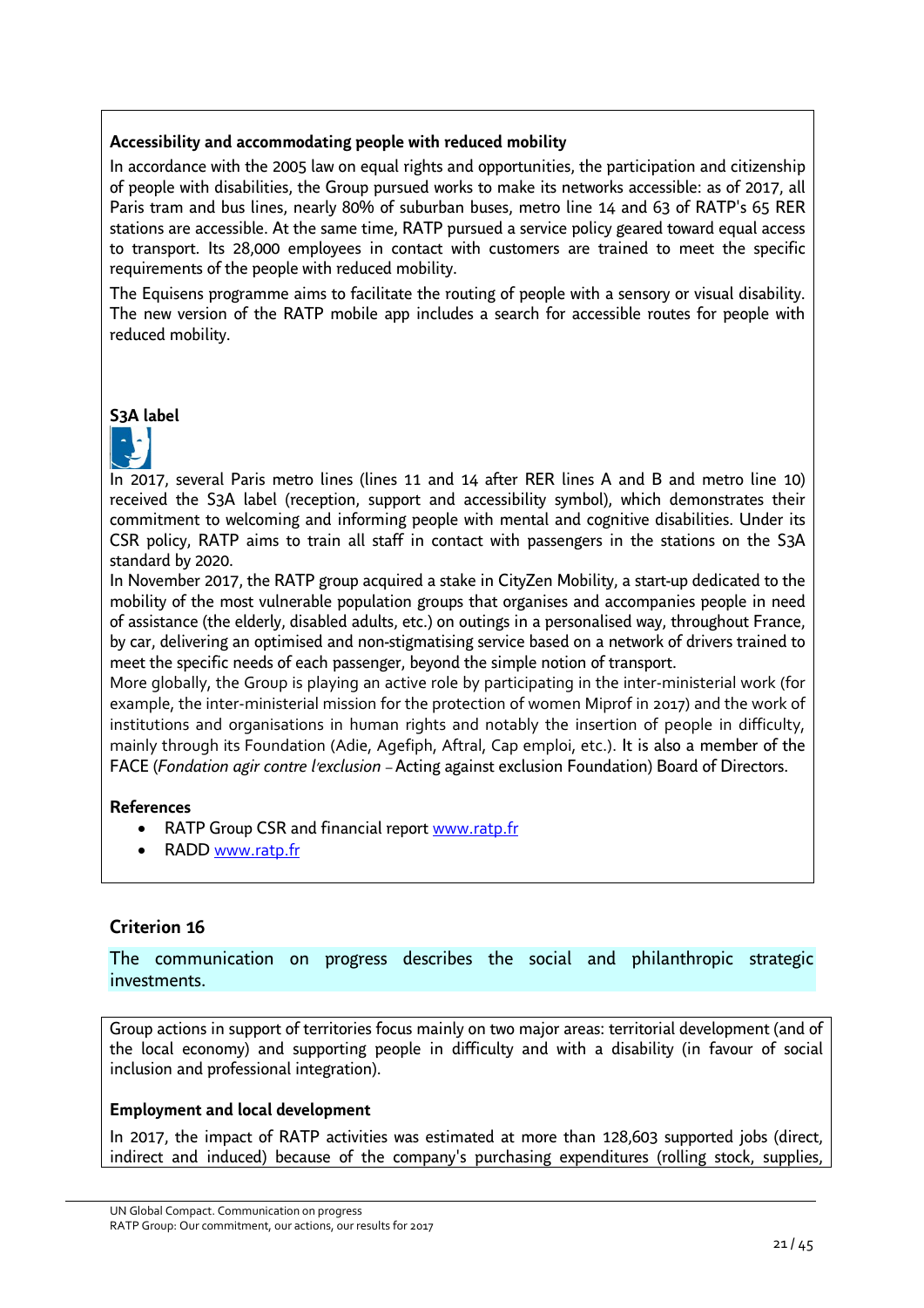**Accessibility and accommodating people with reduced mobility**

In accordance with the 2005 law on equal rights and opportunities, the participation and citizenship of people with disabilities, the Group pursued works to make its networks accessible: as of 2017, all Paris tram and bus lines, nearly 80% of suburban buses, metro line 14 and 63 of RATP's 65 RER stations are accessible. At the same time, RATP pursued a service policy geared toward equal access to transport. Its 28,000 employees in contact with customers are trained to meet the specific requirements of the people with reduced mobility.

The Equisens programme aims to facilitate the routing of people with a sensory or visual disability. The new version of the RATP mobile app includes a search for accessible routes for people with reduced mobility.

**S3A label**

In 2017, several Paris metro lines (lines 11 and 14 after RER lines A and B and metro line 10) received the S3A label (reception, support and accessibility symbol), which demonstrates their commitment to welcoming and informing people with mental and cognitive disabilities. Under its CSR policy, RATP aims to train all staff in contact with passengers in the stations on the S3A standard by 2020.

In November 2017, the RATP group acquired a stake in CityZen Mobility, a start-up dedicated to the mobility of the most vulnerable population groups that organises and accompanies people in need of assistance (the elderly, disabled adults, etc.) on outings in a personalised way, throughout France, by car, delivering an optimised and non-stigmatising service based on a network of drivers trained to meet the specific needs of each passenger, beyond the simple notion of transport.

More globally, the Group is playing an active role by participating in the inter-ministerial work (for example, the inter-ministerial mission for the protection of women Miprof in 2017) and the work of institutions and organisations in human rights and notably the insertion of people in difficulty, mainly through its Foundation (Adie, Agefiph, Aftral, Cap emploi, etc.). It is also a member of the FACE (*Fondation agir contre l'exclusion* – Acting against exclusion Foundation) Board of Directors.

**References**

- RATP Group CSR and financial report www.ratp.fr
- RADD www.ratp.fr

## Criterion 16

The communication on progress describes the social and philanthropic strategic investments.

Group actions in support of territories focus mainly on two major areas: territorial development (and of the local economy) and supporting people in difficulty and with a disability (in favour of social inclusion and professional integration).

**Employment and local development**

In 2017, the impact of RATP activities was estimated at more than 128,603 supported jobs (direct, indirect and induced) because of the company's purchasing expenditures (rolling stock, supplies,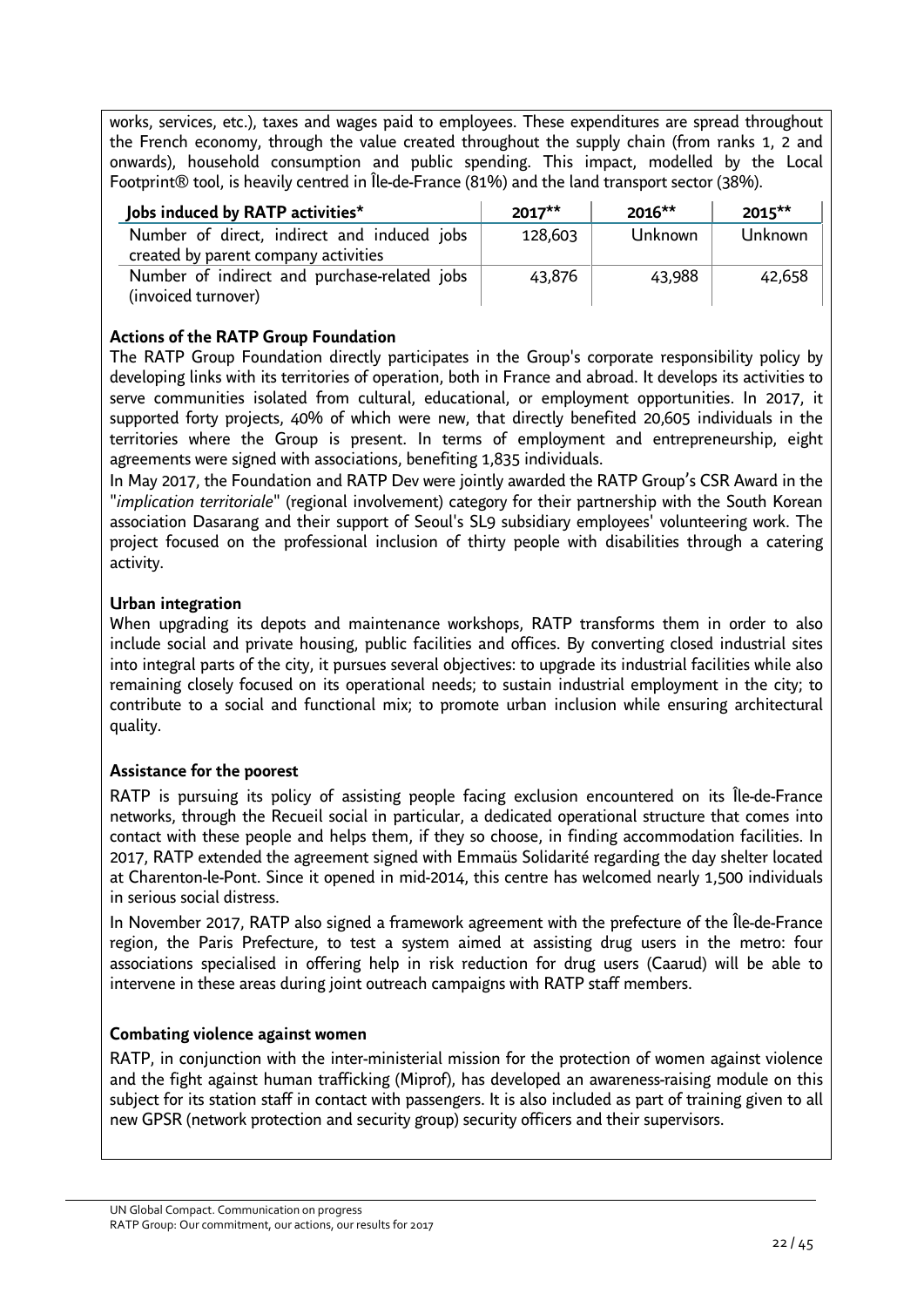works, services, etc.), taxes and wages paid to employees. These expenditures are spread throughout the French economy, through the value created throughout the supply chain (from ranks 1, 2 and onwards), household consumption and public spending. This impact, modelled by the Local Footprint® tool, is heavily centred in Île-de-France (81%) and the land transport sector (38%).

| Jobs induced by RATP activities* | 2017** | 2016** | 2015** |
| --- | --- | --- | --- |
| Number of direct, indirect and induced jobs created by parent company activities | 128,603 | Unknown | Unknown |
| Number of indirect and purchase-related jobs (invoiced turnover) | 43,876 | 43,988 | 42,658 |

**Actions of the RATP Group Foundation**

The RATP Group Foundation directly participates in the Group's corporate responsibility policy by developing links with its territories of operation, both in France and abroad. It develops its activities to serve communities isolated from cultural, educational, or employment opportunities. In 2017, it supported forty projects, 40% of which were new, that directly benefited 20,605 individuals in the territories where the Group is present. In terms of employment and entrepreneurship, eight agreements were signed with associations, benefiting 1,835 individuals.

In May 2017, the Foundation and RATP Dev were jointly awarded the RATP Group's CSR Award in the "*implication territoriale*" (regional involvement) category for their partnership with the South Korean association Dasarang and their support of Seoul's SL9 subsidiary employees' volunteering work. The project focused on the professional inclusion of thirty people with disabilities through a catering activity.

**Urban integration**

When upgrading its depots and maintenance workshops, RATP transforms them in order to also include social and private housing, public facilities and offices. By converting closed industrial sites into integral parts of the city, it pursues several objectives: to upgrade its industrial facilities while also remaining closely focused on its operational needs; to sustain industrial employment in the city; to contribute to a social and functional mix; to promote urban inclusion while ensuring architectural quality.

**Assistance for the poorest**

RATP is pursuing its policy of assisting people facing exclusion encountered on its Île-de-France networks, through the Recueil social in particular, a dedicated operational structure that comes into contact with these people and helps them, if they so choose, in finding accommodation facilities. In 2017, RATP extended the agreement signed with Emmaüs Solidarité regarding the day shelter located at Charenton-le-Pont. Since it opened in mid-2014, this centre has welcomed nearly 1,500 individuals in serious social distress.

In November 2017, RATP also signed a framework agreement with the prefecture of the Île-de-France region, the Paris Prefecture, to test a system aimed at assisting drug users in the metro: four associations specialised in offering help in risk reduction for drug users (Caarud) will be able to intervene in these areas during joint outreach campaigns with RATP staff members.

**Combating violence against women**

RATP, in conjunction with the inter-ministerial mission for the protection of women against violence and the fight against human trafficking (Miprof), has developed an awareness-raising module on this subject for its station staff in contact with passengers. It is also included as part of training given to all new GPSR (network protection and security group) security officers and their supervisors.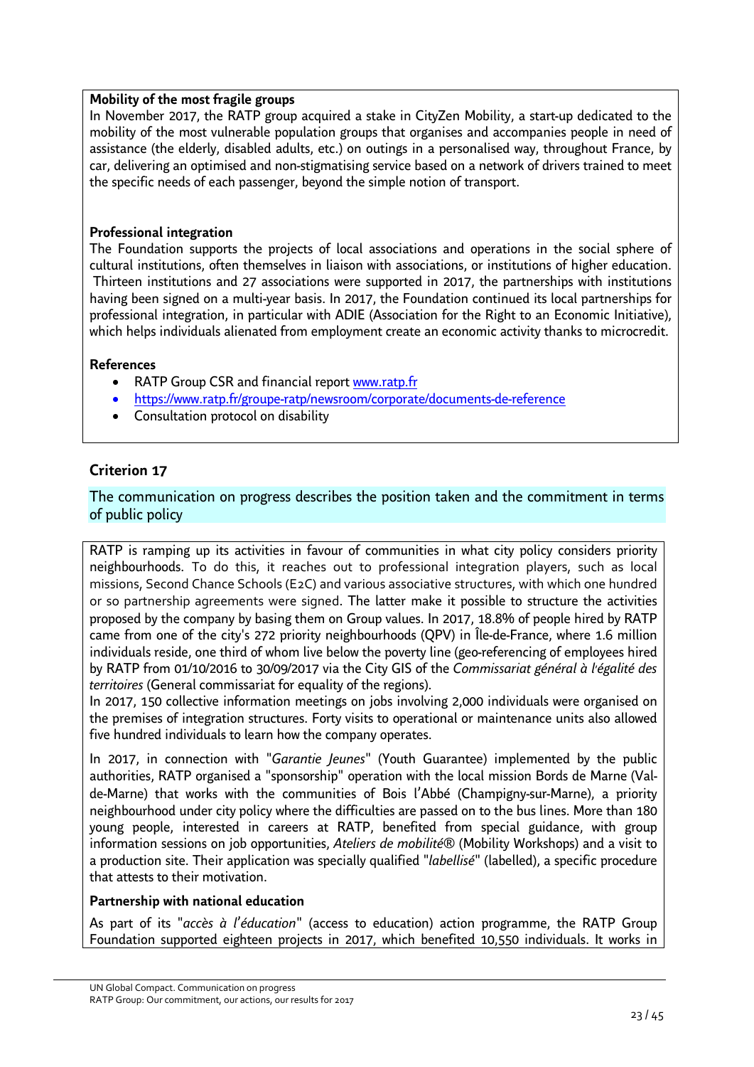**Mobility of the most fragile groups**

In November 2017, the RATP group acquired a stake in CityZen Mobility, a start-up dedicated to the mobility of the most vulnerable population groups that organises and accompanies people in need of assistance (the elderly, disabled adults, etc.) on outings in a personalised way, throughout France, by car, delivering an optimised and non-stigmatising service based on a network of drivers trained to meet the specific needs of each passenger, beyond the simple notion of transport.

**Professional integration**

The Foundation supports the projects of local associations and operations in the social sphere of cultural institutions, often themselves in liaison with associations, or institutions of higher education. Thirteen institutions and 27 associations were supported in 2017, the partnerships with institutions having been signed on a multi-year basis. In 2017, the Foundation continued its local partnerships for professional integration, in particular with ADIE (Association for the Right to an Economic Initiative), which helps individuals alienated from employment create an economic activity thanks to microcredit.

**References**

- RATP Group CSR and financial report www.ratp.fr
- https://www.ratp.fr/groupe-ratp/newsroom/corporate/documents-de-reference
- Consultation protocol on disability

## Criterion 17

The communication on progress describes the position taken and the commitment in terms of public policy

RATP is ramping up its activities in favour of communities in what city policy considers priority neighbourhoods. To do this, it reaches out to professional integration players, such as local missions, Second Chance Schools (E2C) and various associative structures, with which one hundred or so partnership agreements were signed. The latter make it possible to structure the activities proposed by the company by basing them on Group values. In 2017, 18.8% of people hired by RATP came from one of the city's 272 priority neighbourhoods (QPV) in Île-de-France, where 1.6 million individuals reside, one third of whom live below the poverty line (geo-referencing of employees hired by RATP from 01/10/2016 to 30/09/2017 via the City GIS of the *Commissariat général à l'égalité des territoires* (General commissariat for equality of the regions).

In 2017, 150 collective information meetings on jobs involving 2,000 individuals were organised on the premises of integration structures. Forty visits to operational or maintenance units also allowed five hundred individuals to learn how the company operates.

In 2017, in connection with "*Garantie Jeunes*" (Youth Guarantee) implemented by the public authorities, RATP organised a "sponsorship" operation with the local mission Bords de Marne (Val-de-Marne) that works with the communities of Bois l'Abbé (Champigny-sur-Marne), a priority neighbourhood under city policy where the difficulties are passed on to the bus lines. More than 180 young people, interested in careers at RATP, benefited from special guidance, with group information sessions on job opportunities, *Ateliers de mobilité*® (Mobility Workshops) and a visit to a production site. Their application was specially qualified "*labellisé*" (labelled), a specific procedure that attests to their motivation.

**Partnership with national education**

As part of its "*accès à l'éducation*" (access to education) action programme, the RATP Group Foundation supported eighteen projects in 2017, which benefited 10,550 individuals. It works in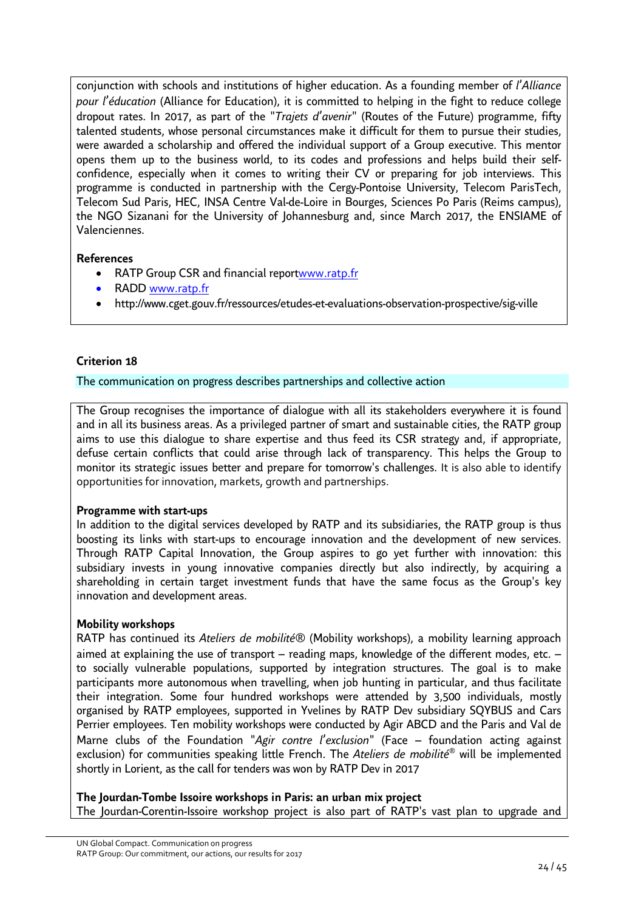conjunction with schools and institutions of higher education. As a founding member of *l'Alliance pour l'éducation* (Alliance for Education), it is committed to helping in the fight to reduce college dropout rates. In 2017, as part of the "*Trajets d'avenir*" (Routes of the Future) programme, fifty talented students, whose personal circumstances make it difficult for them to pursue their studies, were awarded a scholarship and offered the individual support of a Group executive. This mentor opens them up to the business world, to its codes and professions and helps build their self-confidence, especially when it comes to writing their CV or preparing for job interviews. This programme is conducted in partnership with the Cergy-Pontoise University, Telecom ParisTech, Telecom Sud Paris, HEC, INSA Centre Val-de-Loire in Bourges, Sciences Po Paris (Reims campus), the NGO Sizanani for the University of Johannesburg and, since March 2017, the ENSIAME of Valenciennes.

**References**

- RATP Group CSR and financial reportwww.ratp.fr
- RADD www.ratp.fr
- http://www.cget.gouv.fr/ressources/etudes-et-evaluations-observation-prospective/sig-ville

**Criterion 18**

The communication on progress describes partnerships and collective action

The Group recognises the importance of dialogue with all its stakeholders everywhere it is found and in all its business areas. As a privileged partner of smart and sustainable cities, the RATP group aims to use this dialogue to share expertise and thus feed its CSR strategy and, if appropriate, defuse certain conflicts that could arise through lack of transparency. This helps the Group to monitor its strategic issues better and prepare for tomorrow's challenges. It is also able to identify opportunities for innovation, markets, growth and partnerships.

**Programme with start-ups**

In addition to the digital services developed by RATP and its subsidiaries, the RATP group is thus boosting its links with start-ups to encourage innovation and the development of new services. Through RATP Capital Innovation, the Group aspires to go yet further with innovation: this subsidiary invests in young innovative companies directly but also indirectly, by acquiring a shareholding in certain target investment funds that have the same focus as the Group's key innovation and development areas.

**Mobility workshops**

RATP has continued its *Ateliers de mobilité*® (Mobility workshops), a mobility learning approach aimed at explaining the use of transport – reading maps, knowledge of the different modes, etc. – to socially vulnerable populations, supported by integration structures. The goal is to make participants more autonomous when travelling, when job hunting in particular, and thus facilitate their integration. Some four hundred workshops were attended by 3,500 individuals, mostly organised by RATP employees, supported in Yvelines by RATP Dev subsidiary SQYBUS and Cars Perrier employees. Ten mobility workshops were conducted by Agir ABCD and the Paris and Val de Marne clubs of the Foundation "*Agir contre l'exclusion*" (Face – foundation acting against exclusion) for communities speaking little French. The *Ateliers de mobilité*® will be implemented shortly in Lorient, as the call for tenders was won by RATP Dev in 2017

**The Jourdan-Tombe Issoire workshops in Paris: an urban mix project**

The Jourdan-Corentin-Issoire workshop project is also part of RATP's vast plan to upgrade and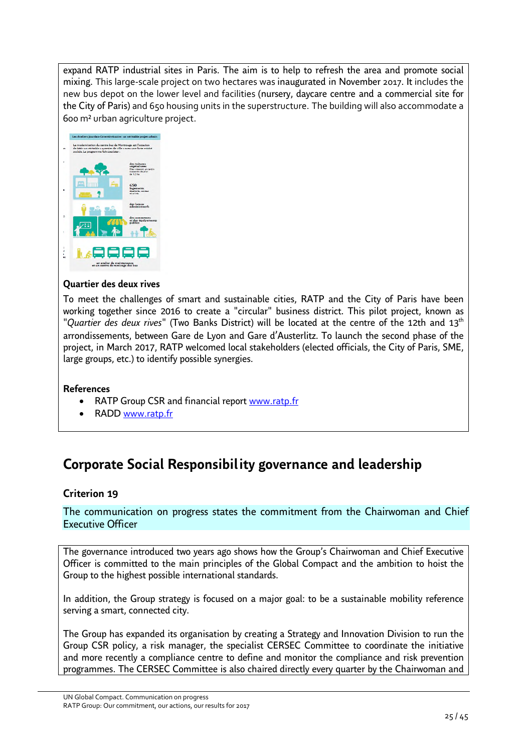expand RATP industrial sites in Paris. The aim is to help to refresh the area and promote social mixing. This large-scale project on two hectares was inaugurated in November 2017. It includes the new bus depot on the lower level and facilities (nursery, daycare centre and a commercial site for the City of Paris) and 650 housing units in the superstructure. The building will also accommodate a 600 m² urban agriculture project.

**Quartier des deux rives**

To meet the challenges of smart and sustainable cities, RATP and the City of Paris have been working together since 2016 to create a "circular" business district. This pilot project, known as "*Quartier des deux rives*" (Two Banks District) will be located at the centre of the 12th and 13th arrondissements, between Gare de Lyon and Gare d'Austerlitz. To launch the second phase of the project, in March 2017, RATP welcomed local stakeholders (elected officials, the City of Paris, SME, large groups, etc.) to identify possible synergies.

**References**

- RATP Group CSR and financial report www.ratp.fr
- RADD www.ratp.fr

## Corporate Social Responsibility governance and leadership

### Criterion 19

The communication on progress states the commitment from the Chairwoman and Chief Executive Officer

The governance introduced two years ago shows how the Group's Chairwoman and Chief Executive Officer is committed to the main principles of the Global Compact and the ambition to hoist the Group to the highest possible international standards.

In addition, the Group strategy is focused on a major goal: to be a sustainable mobility reference serving a smart, connected city.

The Group has expanded its organisation by creating a Strategy and Innovation Division to run the Group CSR policy, a risk manager, the specialist CERSEC Committee to coordinate the initiative and more recently a compliance centre to define and monitor the compliance and risk prevention programmes. The CERSEC Committee is also chaired directly every quarter by the Chairwoman and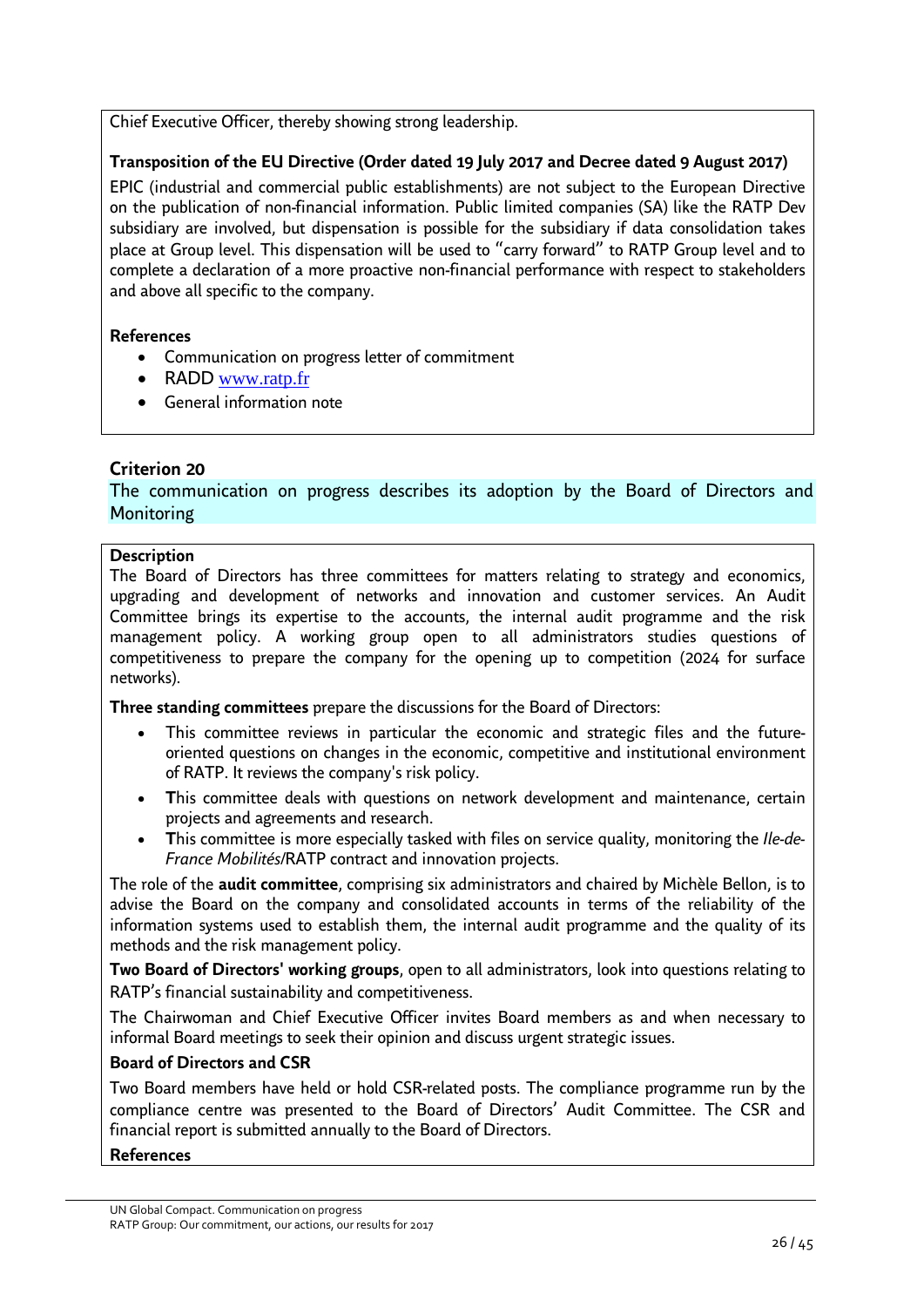Chief Executive Officer, thereby showing strong leadership.

**Transposition of the EU Directive (Order dated 19 July 2017 and Decree dated 9 August 2017)**

EPIC (industrial and commercial public establishments) are not subject to the European Directive on the publication of non-financial information. Public limited companies (SA) like the RATP Dev subsidiary are involved, but dispensation is possible for the subsidiary if data consolidation takes place at Group level. This dispensation will be used to "carry forward" to RATP Group level and to complete a declaration of a more proactive non-financial performance with respect to stakeholders and above all specific to the company.

**References**

- Communication on progress letter of commitment
- RADD www.ratp.fr
- General information note

## Criterion 20

The communication on progress describes its adoption by the Board of Directors and Monitoring

**Description**

The Board of Directors has three committees for matters relating to strategy and economics, upgrading and development of networks and innovation and customer services. An Audit Committee brings its expertise to the accounts, the internal audit programme and the risk management policy. A working group open to all administrators studies questions of competitiveness to prepare the company for the opening up to competition (2024 for surface networks).

**Three standing committees** prepare the discussions for the Board of Directors:

- This committee reviews in particular the economic and strategic files and the future-oriented questions on changes in the economic, competitive and institutional environment of RATP. It reviews the company's risk policy.
- **T**his committee deals with questions on network development and maintenance, certain projects and agreements and research.
- **T**his committee is more especially tasked with files on service quality, monitoring the *Ile-de-France Mobilités*/RATP contract and innovation projects.

The role of the **audit committee**, comprising six administrators and chaired by Michèle Bellon, is to advise the Board on the company and consolidated accounts in terms of the reliability of the information systems used to establish them, the internal audit programme and the quality of its methods and the risk management policy.

**Two Board of Directors' working groups**, open to all administrators, look into questions relating to RATP's financial sustainability and competitiveness.

The Chairwoman and Chief Executive Officer invites Board members as and when necessary to informal Board meetings to seek their opinion and discuss urgent strategic issues.

**Board of Directors and CSR**

Two Board members have held or hold CSR-related posts. The compliance programme run by the compliance centre was presented to the Board of Directors' Audit Committee. The CSR and financial report is submitted annually to the Board of Directors.

**References**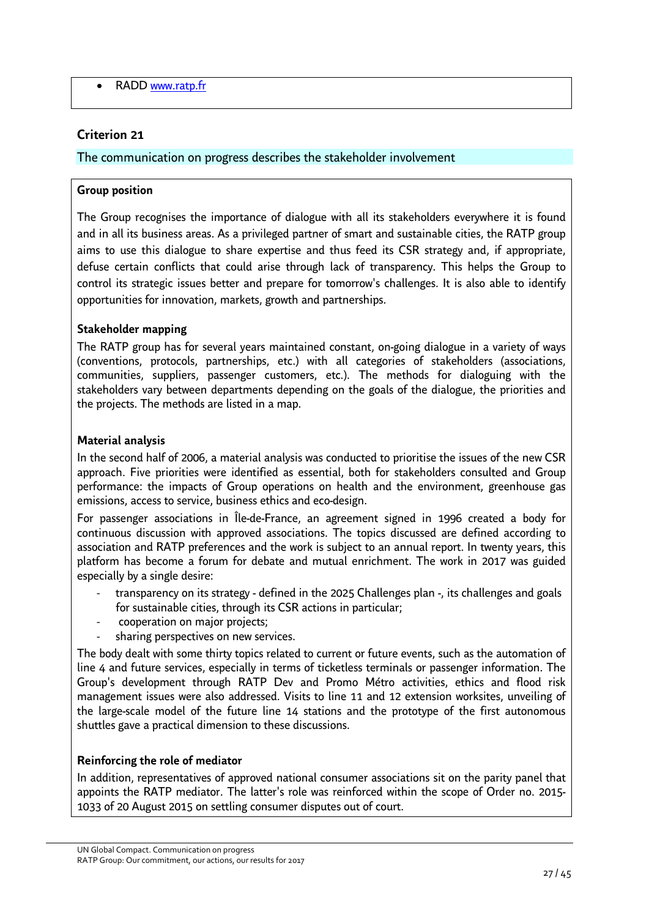- RADD www.ratp.fr

## Criterion 21

The communication on progress describes the stakeholder involvement

**Group position**

The Group recognises the importance of dialogue with all its stakeholders everywhere it is found and in all its business areas. As a privileged partner of smart and sustainable cities, the RATP group aims to use this dialogue to share expertise and thus feed its CSR strategy and, if appropriate, defuse certain conflicts that could arise through lack of transparency. This helps the Group to control its strategic issues better and prepare for tomorrow's challenges. It is also able to identify opportunities for innovation, markets, growth and partnerships.

**Stakeholder mapping**

The RATP group has for several years maintained constant, on-going dialogue in a variety of ways (conventions, protocols, partnerships, etc.) with all categories of stakeholders (associations, communities, suppliers, passenger customers, etc.). The methods for dialoguing with the stakeholders vary between departments depending on the goals of the dialogue, the priorities and the projects. The methods are listed in a map.

**Material analysis**

In the second half of 2006, a material analysis was conducted to prioritise the issues of the new CSR approach. Five priorities were identified as essential, both for stakeholders consulted and Group performance: the impacts of Group operations on health and the environment, greenhouse gas emissions, access to service, business ethics and eco-design.

For passenger associations in Île-de-France, an agreement signed in 1996 created a body for continuous discussion with approved associations. The topics discussed are defined according to association and RATP preferences and the work is subject to an annual report. In twenty years, this platform has become a forum for debate and mutual enrichment. The work in 2017 was guided especially by a single desire:

- transparency on its strategy - defined in the 2025 Challenges plan -, its challenges and goals for sustainable cities, through its CSR actions in particular;
- cooperation on major projects;
- sharing perspectives on new services.

The body dealt with some thirty topics related to current or future events, such as the automation of line 4 and future services, especially in terms of ticketless terminals or passenger information. The Group's development through RATP Dev and Promo Métro activities, ethics and flood risk management issues were also addressed. Visits to line 11 and 12 extension worksites, unveiling of the large-scale model of the future line 14 stations and the prototype of the first autonomous shuttles gave a practical dimension to these discussions.

**Reinforcing the role of mediator**

In addition, representatives of approved national consumer associations sit on the parity panel that appoints the RATP mediator. The latter's role was reinforced within the scope of Order no. 2015-1033 of 20 August 2015 on settling consumer disputes out of court.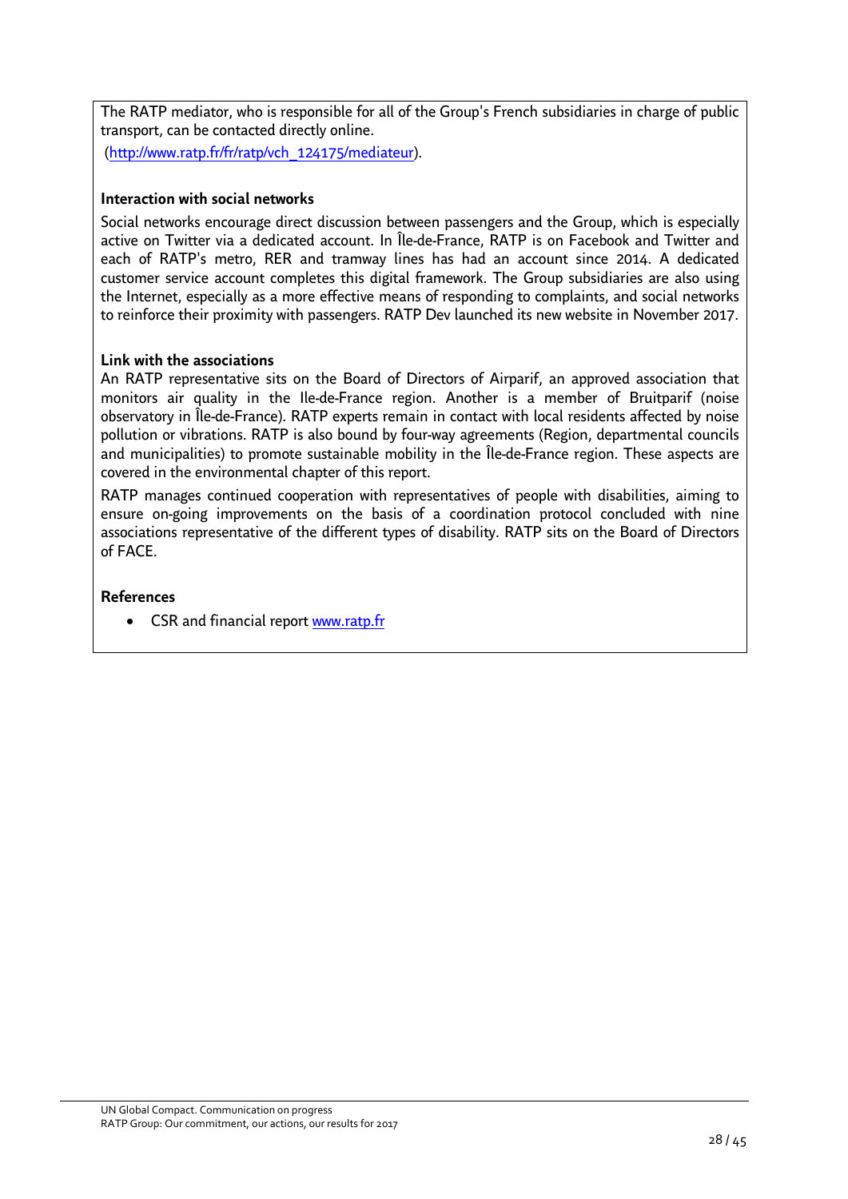The RATP mediator, who is responsible for all of the Group's French subsidiaries in charge of public transport, can be contacted directly online.

(http://www.ratp.fr/fr/ratp/vch_124175/mediateur).

**Interaction with social networks**

Social networks encourage direct discussion between passengers and the Group, which is especially active on Twitter via a dedicated account. In Île-de-France, RATP is on Facebook and Twitter and each of RATP's metro, RER and tramway lines has had an account since 2014. A dedicated customer service account completes this digital framework. The Group subsidiaries are also using the Internet, especially as a more effective means of responding to complaints, and social networks to reinforce their proximity with passengers. RATP Dev launched its new website in November 2017.

**Link with the associations**

An RATP representative sits on the Board of Directors of Airparif, an approved association that monitors air quality in the Ile-de-France region. Another is a member of Bruitparif (noise observatory in Île-de-France). RATP experts remain in contact with local residents affected by noise pollution or vibrations. RATP is also bound by four-way agreements (Region, departmental councils and municipalities) to promote sustainable mobility in the Île-de-France region. These aspects are covered in the environmental chapter of this report.

RATP manages continued cooperation with representatives of people with disabilities, aiming to ensure on-going improvements on the basis of a coordination protocol concluded with nine associations representative of the different types of disability. RATP sits on the Board of Directors of FACE.

**References**

- CSR and financial report www.ratp.fr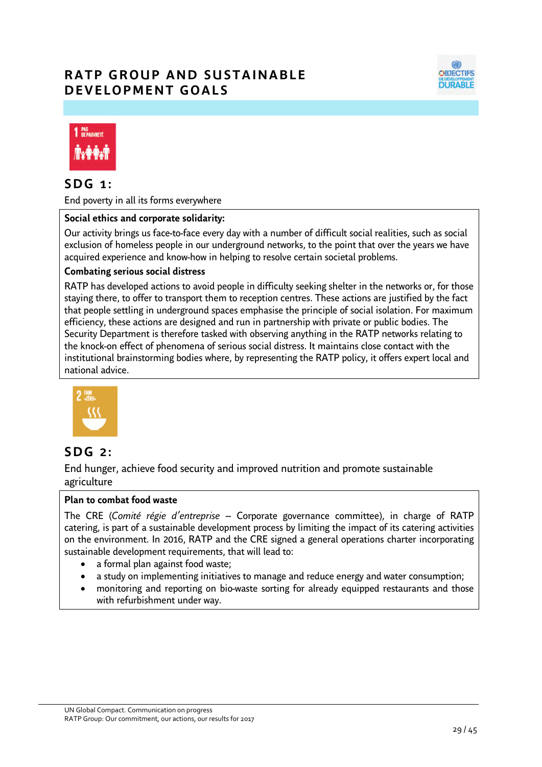# RATP GROUP AND SUSTAINABLE DEVELOPMENT GOALS

## SDG 1:

End poverty in all its forms everywhere

**Social ethics and corporate solidarity:**

Our activity brings us face-to-face every day with a number of difficult social realities, such as social exclusion of homeless people in our underground networks, to the point that over the years we have acquired experience and know-how in helping to resolve certain societal problems.

**Combating serious social distress**

RATP has developed actions to avoid people in difficulty seeking shelter in the networks or, for those staying there, to offer to transport them to reception centres. These actions are justified by the fact that people settling in underground spaces emphasise the principle of social isolation. For maximum efficiency, these actions are designed and run in partnership with private or public bodies. The Security Department is therefore tasked with observing anything in the RATP networks relating to the knock-on effect of phenomena of serious social distress. It maintains close contact with the institutional brainstorming bodies where, by representing the RATP policy, it offers expert local and national advice.

## SDG 2:

End hunger, achieve food security and improved nutrition and promote sustainable agriculture

**Plan to combat food waste**

The CRE (*Comité régie d'entreprise* – Corporate governance committee), in charge of RATP catering, is part of a sustainable development process by limiting the impact of its catering activities on the environment. In 2016, RATP and the CRE signed a general operations charter incorporating sustainable development requirements, that will lead to:

- a formal plan against food waste;
- a study on implementing initiatives to manage and reduce energy and water consumption;
- monitoring and reporting on bio-waste sorting for already equipped restaurants and those with refurbishment under way.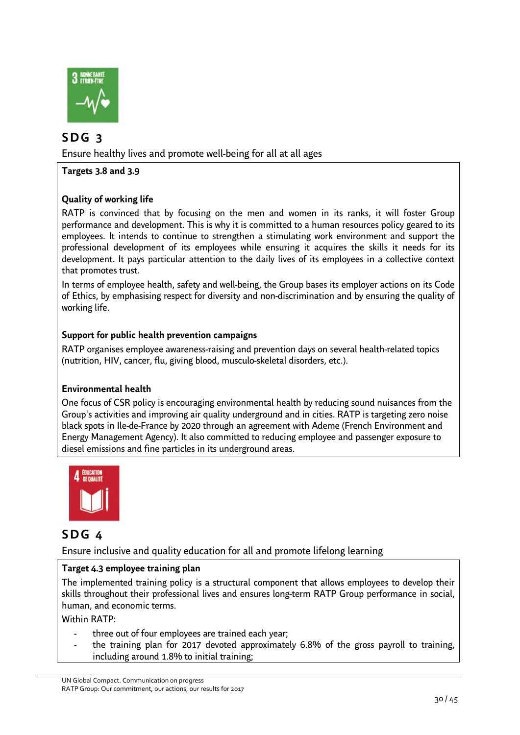## SDG 3

Ensure healthy lives and promote well-being for all at all ages

**Targets 3.8 and 3.9**

**Quality of working life**

RATP is convinced that by focusing on the men and women in its ranks, it will foster Group performance and development. This is why it is committed to a human resources policy geared to its employees. It intends to continue to strengthen a stimulating work environment and support the professional development of its employees while ensuring it acquires the skills it needs for its development. It pays particular attention to the daily lives of its employees in a collective context that promotes trust.

In terms of employee health, safety and well-being, the Group bases its employer actions on its Code of Ethics, by emphasising respect for diversity and non-discrimination and by ensuring the quality of working life.

**Support for public health prevention campaigns**

RATP organises employee awareness-raising and prevention days on several health-related topics (nutrition, HIV, cancer, flu, giving blood, musculo-skeletal disorders, etc.).

**Environmental health**

One focus of CSR policy is encouraging environmental health by reducing sound nuisances from the Group's activities and improving air quality underground and in cities. RATP is targeting zero noise black spots in Ile-de-France by 2020 through an agreement with Ademe (French Environment and Energy Management Agency). It also committed to reducing employee and passenger exposure to diesel emissions and fine particles in its underground areas.

## SDG 4

Ensure inclusive and quality education for all and promote lifelong learning

**Target 4.3 employee training plan**

The implemented training policy is a structural component that allows employees to develop their skills throughout their professional lives and ensures long-term RATP Group performance in social, human, and economic terms.

Within RATP:

- three out of four employees are trained each year;
- the training plan for 2017 devoted approximately 6.8% of the gross payroll to training, including around 1.8% to initial training;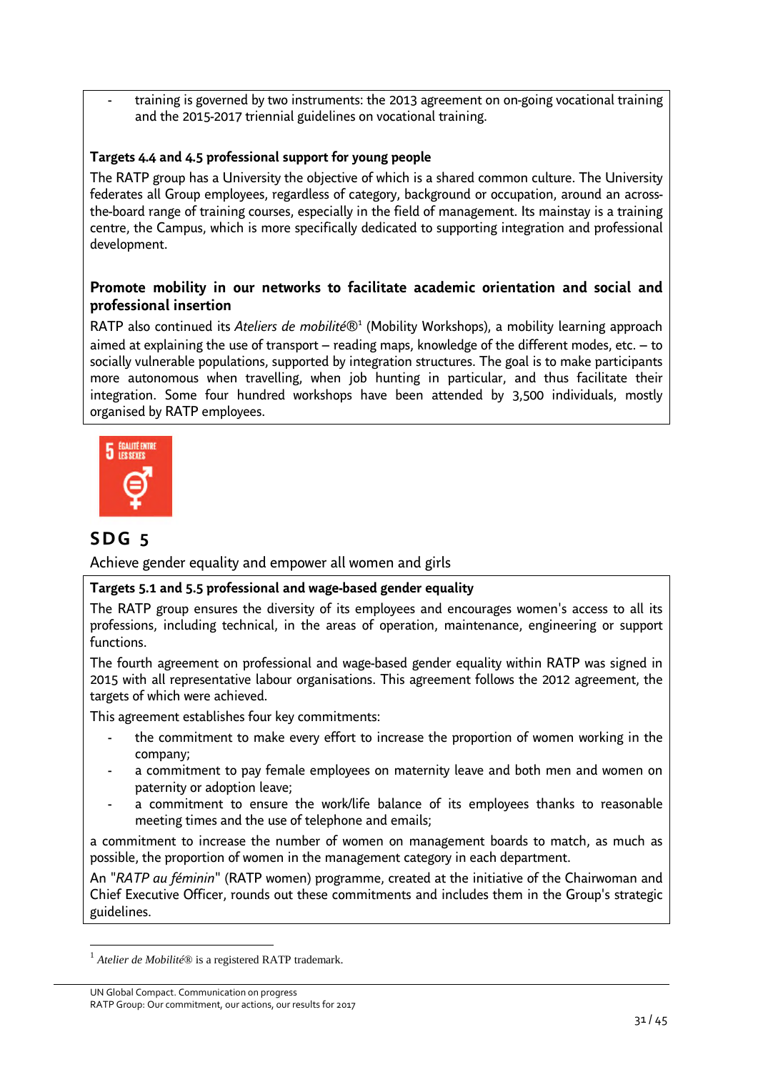- training is governed by two instruments: the 2013 agreement on on-going vocational training and the 2015-2017 triennial guidelines on vocational training.

**Targets 4.4 and 4.5 professional support for young people**

The RATP group has a University the objective of which is a shared common culture. The University federates all Group employees, regardless of category, background or occupation, around an across-the-board range of training courses, especially in the field of management. Its mainstay is a training centre, the Campus, which is more specifically dedicated to supporting integration and professional development.

**Promote mobility in our networks to facilitate academic orientation and social and professional insertion**

RATP also continued its *Ateliers de mobilité*®[1] (Mobility Workshops), a mobility learning approach aimed at explaining the use of transport – reading maps, knowledge of the different modes, etc. – to socially vulnerable populations, supported by integration structures. The goal is to make participants more autonomous when travelling, when job hunting in particular, and thus facilitate their integration. Some four hundred workshops have been attended by 3,500 individuals, mostly organised by RATP employees.

## SDG 5

Achieve gender equality and empower all women and girls

**Targets 5.1 and 5.5 professional and wage-based gender equality**

The RATP group ensures the diversity of its employees and encourages women's access to all its professions, including technical, in the areas of operation, maintenance, engineering or support functions.

The fourth agreement on professional and wage-based gender equality within RATP was signed in 2015 with all representative labour organisations. This agreement follows the 2012 agreement, the targets of which were achieved.

This agreement establishes four key commitments:

- the commitment to make every effort to increase the proportion of women working in the company;
- a commitment to pay female employees on maternity leave and both men and women on paternity or adoption leave;
- a commitment to ensure the work/life balance of its employees thanks to reasonable meeting times and the use of telephone and emails;

a commitment to increase the number of women on management boards to match, as much as possible, the proportion of women in the management category in each department.

An "*RATP au féminin*" (RATP women) programme, created at the initiative of the Chairwoman and Chief Executive Officer, rounds out these commitments and includes them in the Group's strategic guidelines.

[1] *Atelier de Mobilité*® is a registered RATP trademark.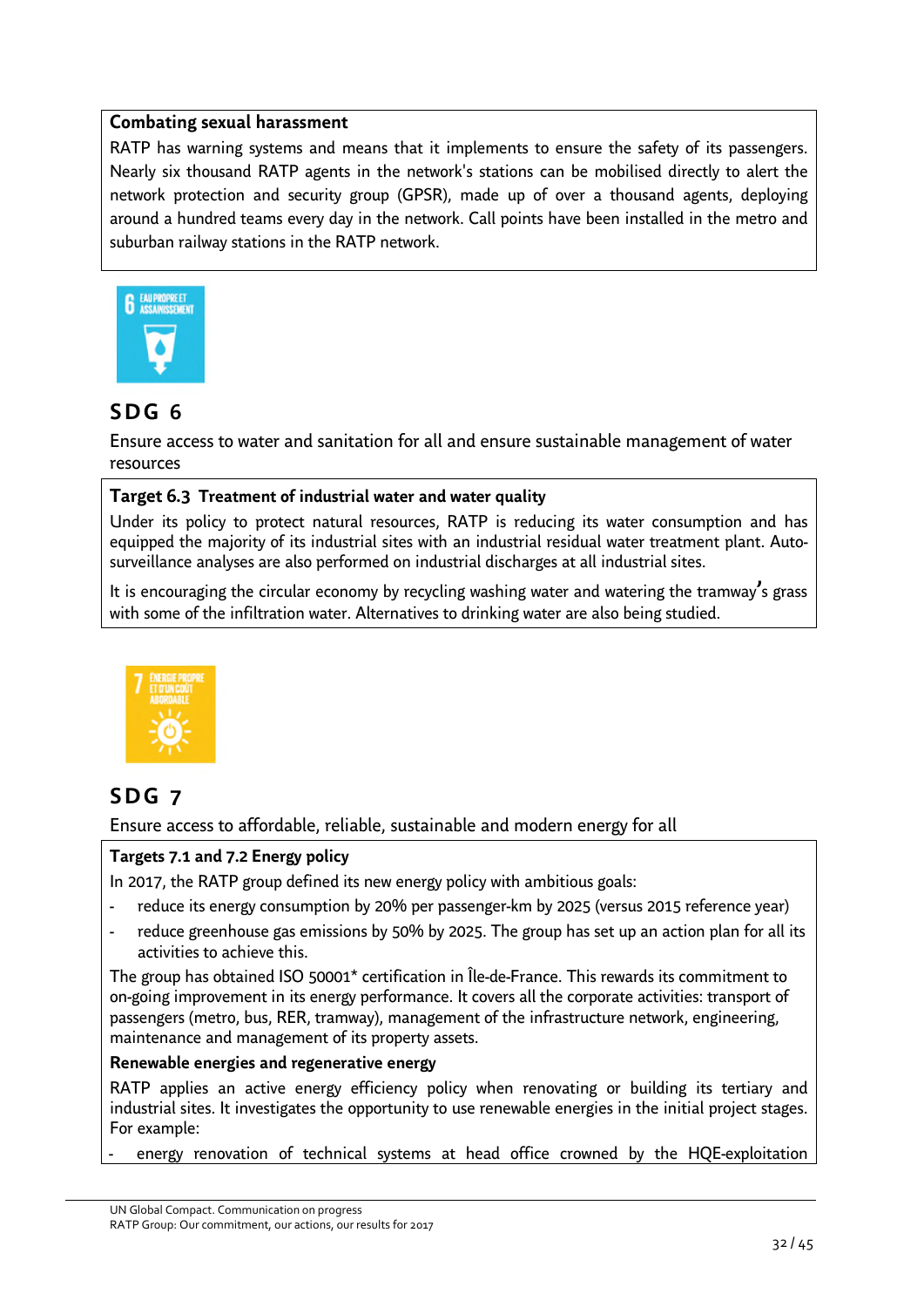**Combating sexual harassment**

RATP has warning systems and means that it implements to ensure the safety of its passengers. Nearly six thousand RATP agents in the network's stations can be mobilised directly to alert the network protection and security group (GPSR), made up of over a thousand agents, deploying around a hundred teams every day in the network. Call points have been installed in the metro and suburban railway stations in the RATP network.

## SDG 6

Ensure access to water and sanitation for all and ensure sustainable management of water resources

**Target 6.3 Treatment of industrial water and water quality**

Under its policy to protect natural resources, RATP is reducing its water consumption and has equipped the majority of its industrial sites with an industrial residual water treatment plant. Auto-surveillance analyses are also performed on industrial discharges at all industrial sites.

It is encouraging the circular economy by recycling washing water and watering the tramway's grass with some of the infiltration water. Alternatives to drinking water are also being studied.

## SDG 7

Ensure access to affordable, reliable, sustainable and modern energy for all

**Targets 7.1 and 7.2 Energy policy**

In 2017, the RATP group defined its new energy policy with ambitious goals:

- reduce its energy consumption by 20% per passenger-km by 2025 (versus 2015 reference year)
- reduce greenhouse gas emissions by 50% by 2025. The group has set up an action plan for all its activities to achieve this.

The group has obtained ISO 50001* certification in Île-de-France. This rewards its commitment to on-going improvement in its energy performance. It covers all the corporate activities: transport of passengers (metro, bus, RER, tramway), management of the infrastructure network, engineering, maintenance and management of its property assets.

**Renewable energies and regenerative energy**

RATP applies an active energy efficiency policy when renovating or building its tertiary and industrial sites. It investigates the opportunity to use renewable energies in the initial project stages. For example:

- energy renovation of technical systems at head office crowned by the HQE-exploitation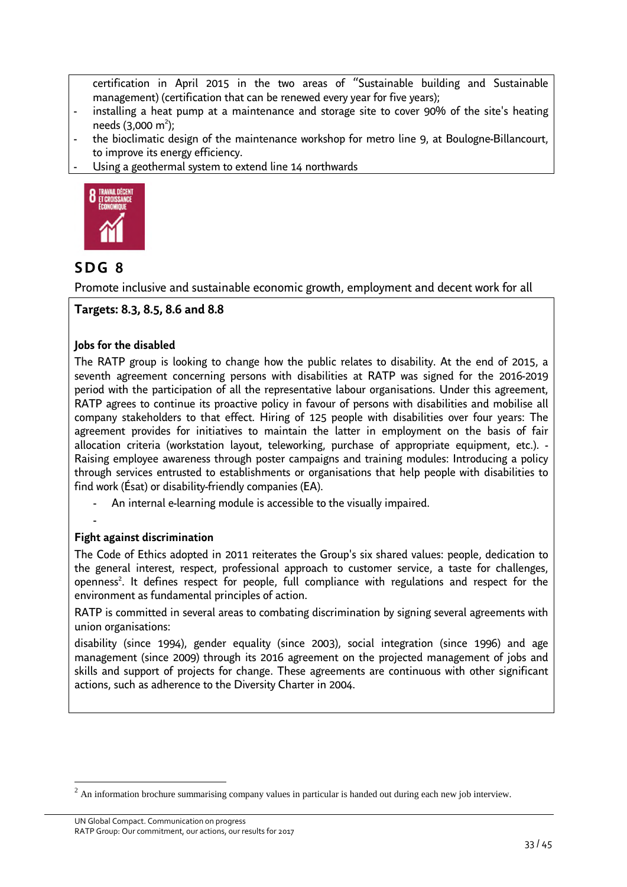certification in April 2015 in the two areas of "Sustainable building and Sustainable management) (certification that can be renewed every year for five years);
- installing a heat pump at a maintenance and storage site to cover 90% of the site's heating needs (3,000 $m^2$);
- the bioclimatic design of the maintenance workshop for metro line 9, at Boulogne-Billancourt, to improve its energy efficiency.
- Using a geothermal system to extend line 14 northwards

## SDG 8

Promote inclusive and sustainable economic growth, employment and decent work for all

**Targets: 8.3, 8.5, 8.6 and 8.8**

**Jobs for the disabled**

The RATP group is looking to change how the public relates to disability. At the end of 2015, a seventh agreement concerning persons with disabilities at RATP was signed for the 2016-2019 period with the participation of all the representative labour organisations. Under this agreement, RATP agrees to continue its proactive policy in favour of persons with disabilities and mobilise all company stakeholders to that effect. Hiring of 125 people with disabilities over four years: The agreement provides for initiatives to maintain the latter in employment on the basis of fair allocation criteria (workstation layout, teleworking, purchase of appropriate equipment, etc.). - Raising employee awareness through poster campaigns and training modules: Introducing a policy through services entrusted to establishments or organisations that help people with disabilities to find work (Ésat) or disability-friendly companies (EA).

- An internal e-learning module is accessible to the visually impaired.
-

**Fight against discrimination**

The Code of Ethics adopted in 2011 reiterates the Group's six shared values: people, dedication to the general interest, respect, professional approach to customer service, a taste for challenges, openness[2]. It defines respect for people, full compliance with regulations and respect for the environment as fundamental principles of action.

RATP is committed in several areas to combating discrimination by signing several agreements with union organisations:

disability (since 1994), gender equality (since 2003), social integration (since 1996) and age management (since 2009) through its 2016 agreement on the projected management of jobs and skills and support of projects for change. These agreements are continuous with other significant actions, such as adherence to the Diversity Charter in 2004.

[2] An information brochure summarising company values in particular is handed out during each new job interview.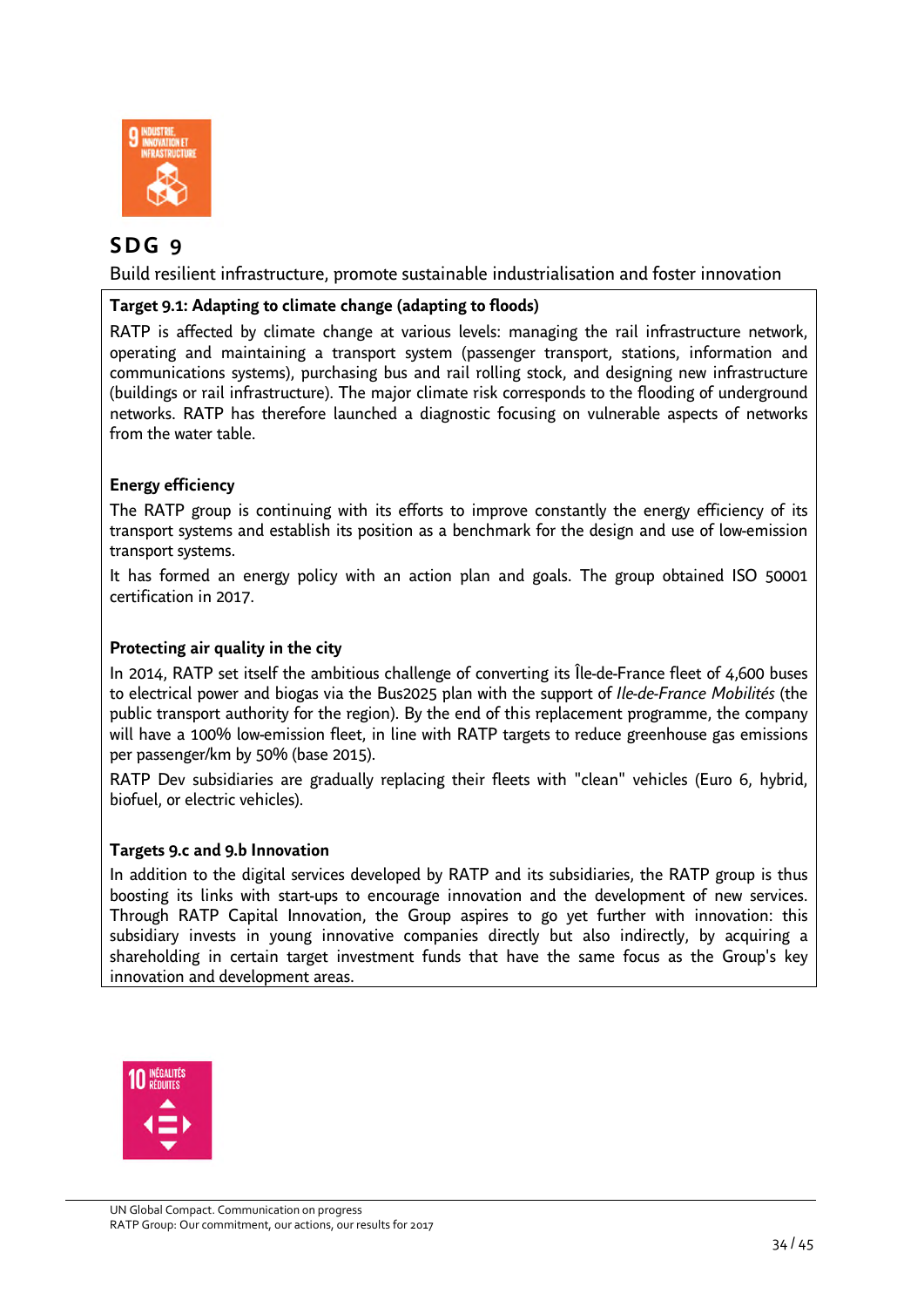## SDG 9

Build resilient infrastructure, promote sustainable industrialisation and foster innovation

**Target 9.1: Adapting to climate change (adapting to floods)**

RATP is affected by climate change at various levels: managing the rail infrastructure network, operating and maintaining a transport system (passenger transport, stations, information and communications systems), purchasing bus and rail rolling stock, and designing new infrastructure (buildings or rail infrastructure). The major climate risk corresponds to the flooding of underground networks. RATP has therefore launched a diagnostic focusing on vulnerable aspects of networks from the water table.

**Energy efficiency**

The RATP group is continuing with its efforts to improve constantly the energy efficiency of its transport systems and establish its position as a benchmark for the design and use of low-emission transport systems.

It has formed an energy policy with an action plan and goals. The group obtained ISO 50001 certification in 2017.

**Protecting air quality in the city**

In 2014, RATP set itself the ambitious challenge of converting its Île-de-France fleet of 4,600 buses to electrical power and biogas via the Bus2025 plan with the support of *Ile-de-France Mobilités* (the public transport authority for the region). By the end of this replacement programme, the company will have a 100% low-emission fleet, in line with RATP targets to reduce greenhouse gas emissions per passenger/km by 50% (base 2015).

RATP Dev subsidiaries are gradually replacing their fleets with "clean" vehicles (Euro 6, hybrid, biofuel, or electric vehicles).

**Targets 9.c and 9.b Innovation**

In addition to the digital services developed by RATP and its subsidiaries, the RATP group is thus boosting its links with start-ups to encourage innovation and the development of new services. Through RATP Capital Innovation, the Group aspires to go yet further with innovation: this subsidiary invests in young innovative companies directly but also indirectly, by acquiring a shareholding in certain target investment funds that have the same focus as the Group's key innovation and development areas.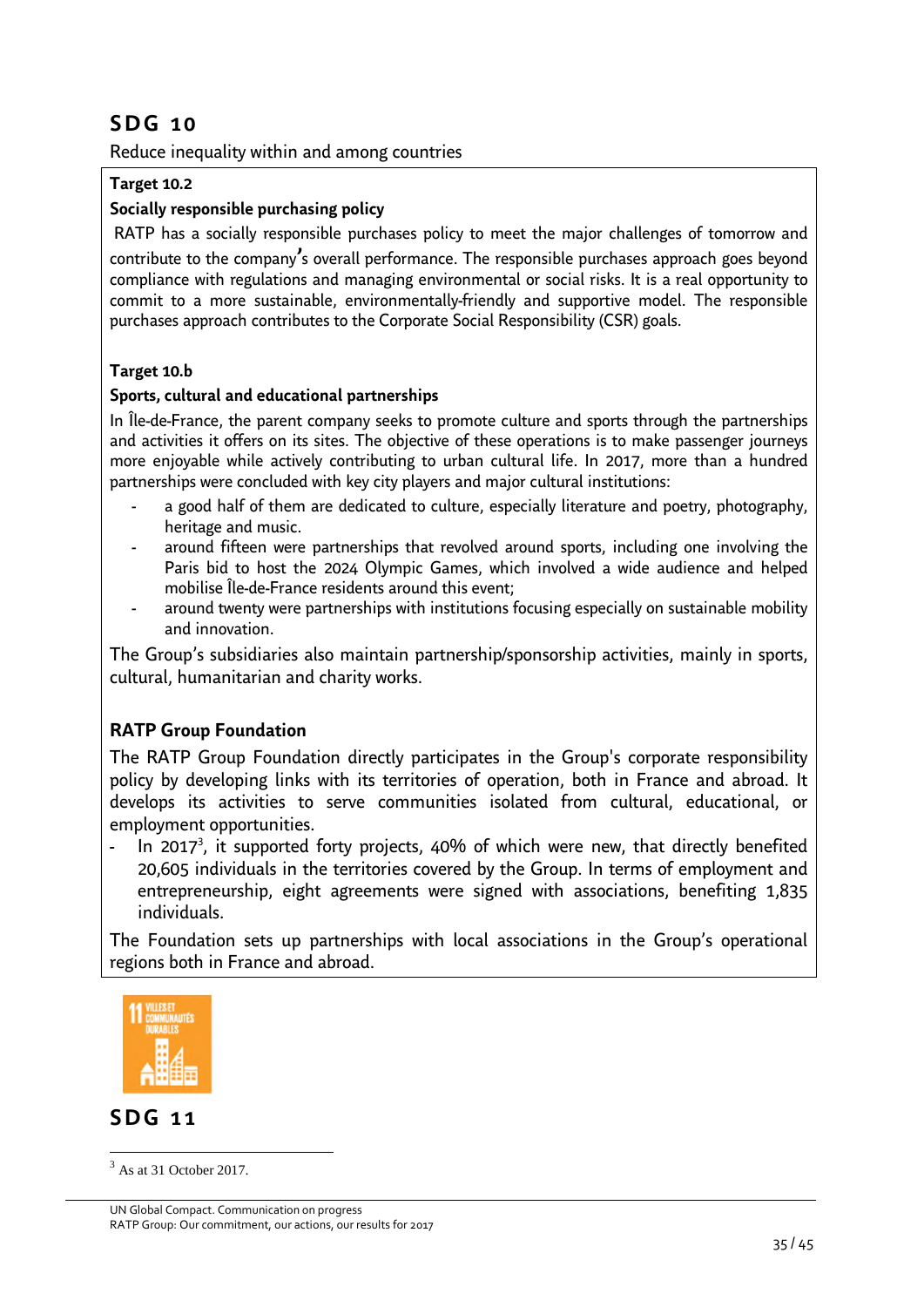## SDG 10

Reduce inequality within and among countries

**Target 10.2**

**Socially responsible purchasing policy**

RATP has a socially responsible purchases policy to meet the major challenges of tomorrow and contribute to the company's overall performance. The responsible purchases approach goes beyond compliance with regulations and managing environmental or social risks. It is a real opportunity to commit to a more sustainable, environmentally-friendly and supportive model. The responsible purchases approach contributes to the Corporate Social Responsibility (CSR) goals.

**Target 10.b**

**Sports, cultural and educational partnerships**

In Île-de-France, the parent company seeks to promote culture and sports through the partnerships and activities it offers on its sites. The objective of these operations is to make passenger journeys more enjoyable while actively contributing to urban cultural life. In 2017, more than a hundred partnerships were concluded with key city players and major cultural institutions:

- a good half of them are dedicated to culture, especially literature and poetry, photography, heritage and music.
- around fifteen were partnerships that revolved around sports, including one involving the Paris bid to host the 2024 Olympic Games, which involved a wide audience and helped mobilise Île-de-France residents around this event;
- around twenty were partnerships with institutions focusing especially on sustainable mobility and innovation.

The Group's subsidiaries also maintain partnership/sponsorship activities, mainly in sports, cultural, humanitarian and charity works.

**RATP Group Foundation**

The RATP Group Foundation directly participates in the Group's corporate responsibility policy by developing links with its territories of operation, both in France and abroad. It develops its activities to serve communities isolated from cultural, educational, or employment opportunities.

- In 2017[3], it supported forty projects, 40% of which were new, that directly benefited 20,605 individuals in the territories covered by the Group. In terms of employment and entrepreneurship, eight agreements were signed with associations, benefiting 1,835 individuals.

The Foundation sets up partnerships with local associations in the Group's operational regions both in France and abroad.

## SDG 11

[3] As at 31 October 2017.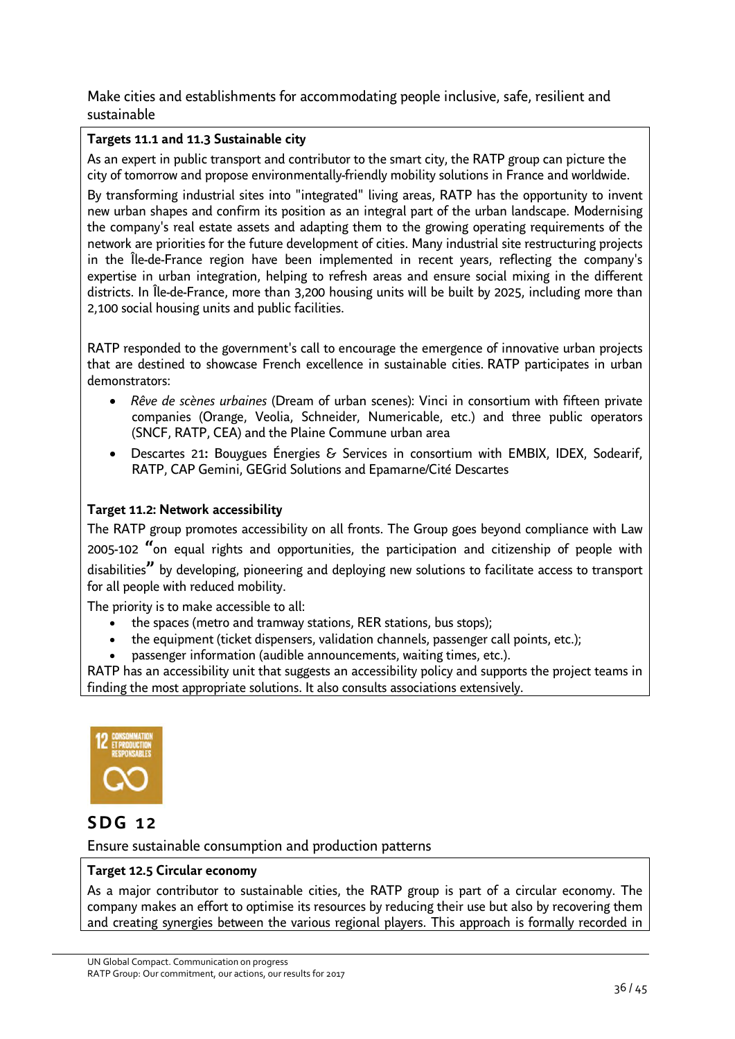Make cities and establishments for accommodating people inclusive, safe, resilient and sustainable

**Targets 11.1 and 11.3 Sustainable city**

As an expert in public transport and contributor to the smart city, the RATP group can picture the city of tomorrow and propose environmentally-friendly mobility solutions in France and worldwide.

By transforming industrial sites into "integrated" living areas, RATP has the opportunity to invent new urban shapes and confirm its position as an integral part of the urban landscape. Modernising the company's real estate assets and adapting them to the growing operating requirements of the network are priorities for the future development of cities. Many industrial site restructuring projects in the Île-de-France region have been implemented in recent years, reflecting the company's expertise in urban integration, helping to refresh areas and ensure social mixing in the different districts. In Île-de-France, more than 3,200 housing units will be built by 2025, including more than 2,100 social housing units and public facilities.

RATP responded to the government's call to encourage the emergence of innovative urban projects that are destined to showcase French excellence in sustainable cities. RATP participates in urban demonstrators:

- *Rêve de scènes urbaines* (Dream of urban scenes): Vinci in consortium with fifteen private companies (Orange, Veolia, Schneider, Numericable, etc.) and three public operators (SNCF, RATP, CEA) and the Plaine Commune urban area
- Descartes 21**:** Bouygues Énergies & Services in consortium with EMBIX, IDEX, Sodearif, RATP, CAP Gemini, GEGrid Solutions and Epamarne/Cité Descartes

**Target 11.2: Network accessibility**

The RATP group promotes accessibility on all fronts. The Group goes beyond compliance with Law 2005-102 **"**on equal rights and opportunities, the participation and citizenship of people with disabilities**"** by developing, pioneering and deploying new solutions to facilitate access to transport for all people with reduced mobility.

The priority is to make accessible to all:

- the spaces (metro and tramway stations, RER stations, bus stops);
- the equipment (ticket dispensers, validation channels, passenger call points, etc.);
- passenger information (audible announcements, waiting times, etc.).

RATP has an accessibility unit that suggests an accessibility policy and supports the project teams in finding the most appropriate solutions. It also consults associations extensively.

12 CONSOMMATION ET PRODUCTION RESPONSABLES

## SDG 12

Ensure sustainable consumption and production patterns

**Target 12.5 Circular economy**

As a major contributor to sustainable cities, the RATP group is part of a circular economy. The company makes an effort to optimise its resources by reducing their use but also by recovering them and creating synergies between the various regional players. This approach is formally recorded in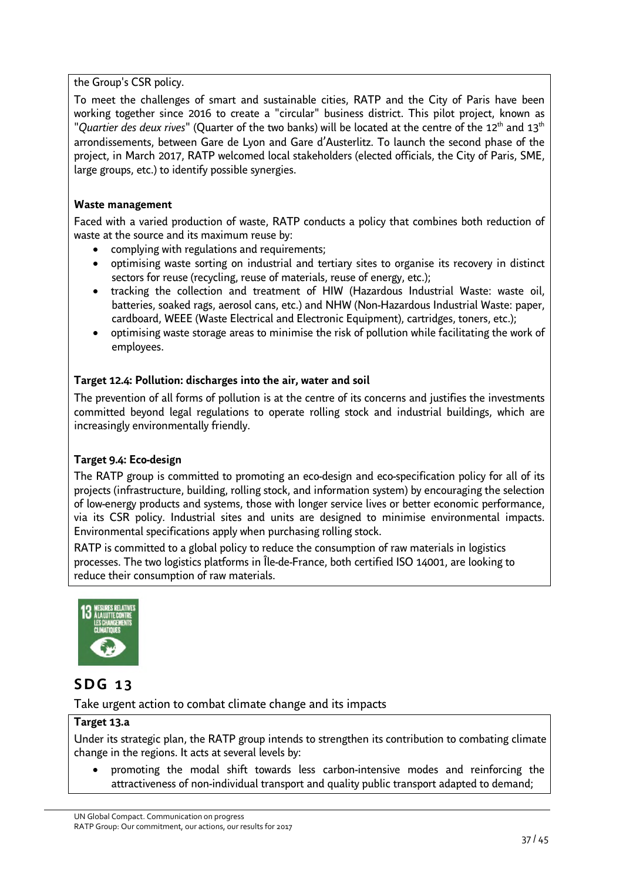the Group's CSR policy.

To meet the challenges of smart and sustainable cities, RATP and the City of Paris have been working together since 2016 to create a "circular" business district. This pilot project, known as "*Quartier des deux rives*" (Quarter of the two banks) will be located at the centre of the 12th and 13th arrondissements, between Gare de Lyon and Gare d'Austerlitz. To launch the second phase of the project, in March 2017, RATP welcomed local stakeholders (elected officials, the City of Paris, SME, large groups, etc.) to identify possible synergies.

**Waste management**

Faced with a varied production of waste, RATP conducts a policy that combines both reduction of waste at the source and its maximum reuse by:

- complying with regulations and requirements;
- optimising waste sorting on industrial and tertiary sites to organise its recovery in distinct sectors for reuse (recycling, reuse of materials, reuse of energy, etc.);
- tracking the collection and treatment of HIW (Hazardous Industrial Waste: waste oil, batteries, soaked rags, aerosol cans, etc.) and NHW (Non-Hazardous Industrial Waste: paper, cardboard, WEEE (Waste Electrical and Electronic Equipment), cartridges, toners, etc.);
- optimising waste storage areas to minimise the risk of pollution while facilitating the work of employees.

**Target 12.4: Pollution: discharges into the air, water and soil**

The prevention of all forms of pollution is at the centre of its concerns and justifies the investments committed beyond legal regulations to operate rolling stock and industrial buildings, which are increasingly environmentally friendly.

**Target 9.4: Eco-design**

The RATP group is committed to promoting an eco-design and eco-specification policy for all of its projects (infrastructure, building, rolling stock, and information system) by encouraging the selection of low-energy products and systems, those with longer service lives or better economic performance, via its CSR policy. Industrial sites and units are designed to minimise environmental impacts. Environmental specifications apply when purchasing rolling stock.

RATP is committed to a global policy to reduce the consumption of raw materials in logistics processes. The two logistics platforms in Île-de-France, both certified ISO 14001, are looking to reduce their consumption of raw materials.

13 MESURES RELATIVES À LA LUTTE CONTRE LES CHANGEMENTS CLIMATIQUES

## SDG 13

Take urgent action to combat climate change and its impacts

**Target 13.a**

Under its strategic plan, the RATP group intends to strengthen its contribution to combating climate change in the regions. It acts at several levels by:

- promoting the modal shift towards less carbon-intensive modes and reinforcing the attractiveness of non-individual transport and quality public transport adapted to demand;

UN Global Compact. Communication on progress
RATP Group: Our commitment, our actions, our results for 2017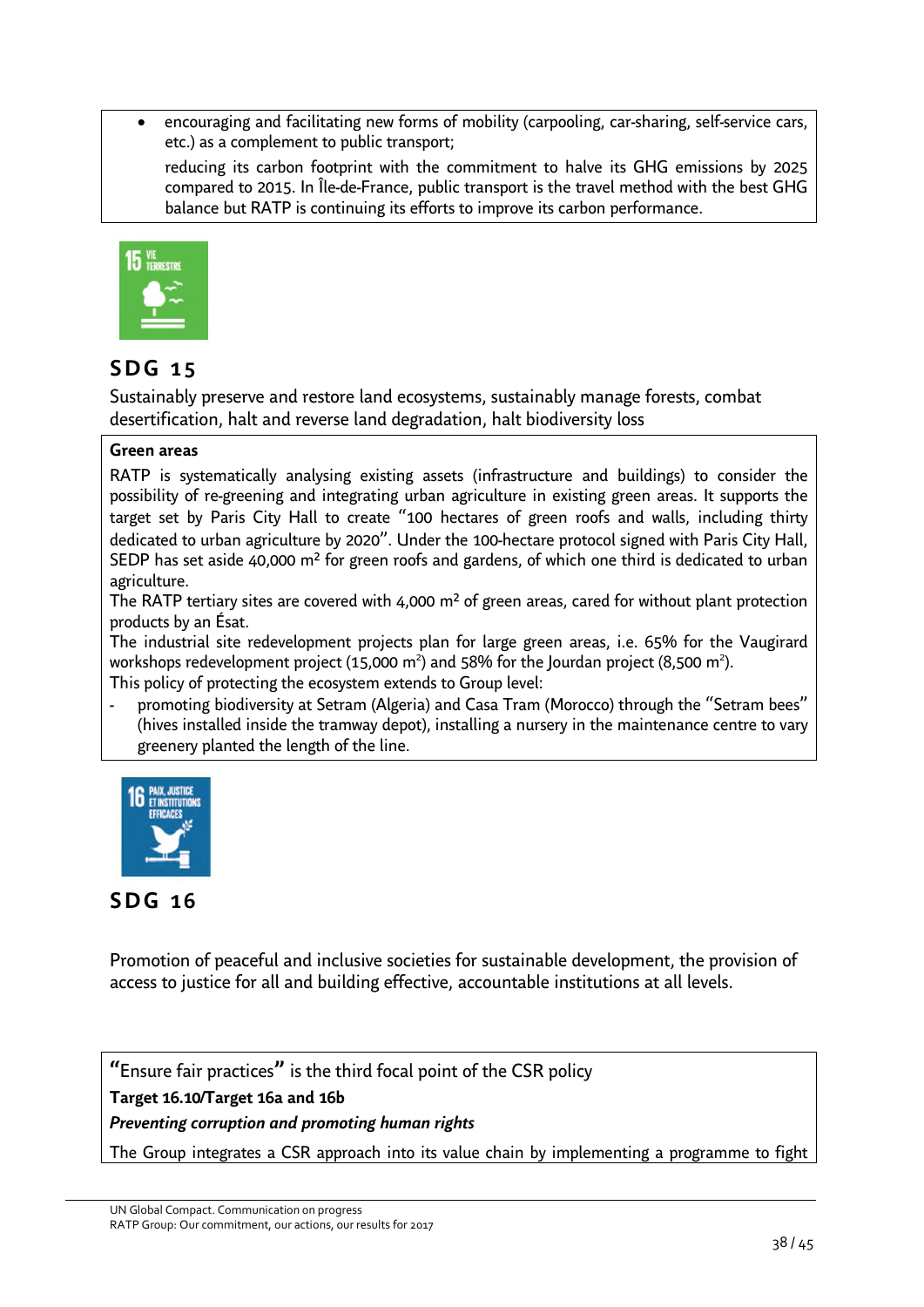- encouraging and facilitating new forms of mobility (carpooling, car-sharing, self-service cars, etc.) as a complement to public transport;

  reducing its carbon footprint with the commitment to halve its GHG emissions by 2025 compared to 2015. In Île-de-France, public transport is the travel method with the best GHG balance but RATP is continuing its efforts to improve its carbon performance.

## SDG 15

Sustainably preserve and restore land ecosystems, sustainably manage forests, combat desertification, halt and reverse land degradation, halt biodiversity loss

**Green areas**

RATP is systematically analysing existing assets (infrastructure and buildings) to consider the possibility of re-greening and integrating urban agriculture in existing green areas. It supports the target set by Paris City Hall to create "100 hectares of green roofs and walls, including thirty dedicated to urban agriculture by 2020". Under the 100-hectare protocol signed with Paris City Hall, SEDP has set aside 40,000 m² for green roofs and gardens, of which one third is dedicated to urban agriculture.

The RATP tertiary sites are covered with 4,000 m² of green areas, cared for without plant protection products by an Ésat.

The industrial site redevelopment projects plan for large green areas, i.e. 65% for the Vaugirard workshops redevelopment project (15,000 m²) and 58% for the Jourdan project (8,500 m²).

This policy of protecting the ecosystem extends to Group level:

- promoting biodiversity at Setram (Algeria) and Casa Tram (Morocco) through the "Setram bees" (hives installed inside the tramway depot), installing a nursery in the maintenance centre to vary greenery planted the length of the line.

## SDG 16

Promotion of peaceful and inclusive societies for sustainable development, the provision of access to justice for all and building effective, accountable institutions at all levels.

"Ensure fair practices" is the third focal point of the CSR policy

**Target 16.10/Target 16a and 16b**

***Preventing corruption and promoting human rights***

The Group integrates a CSR approach into its value chain by implementing a programme to fight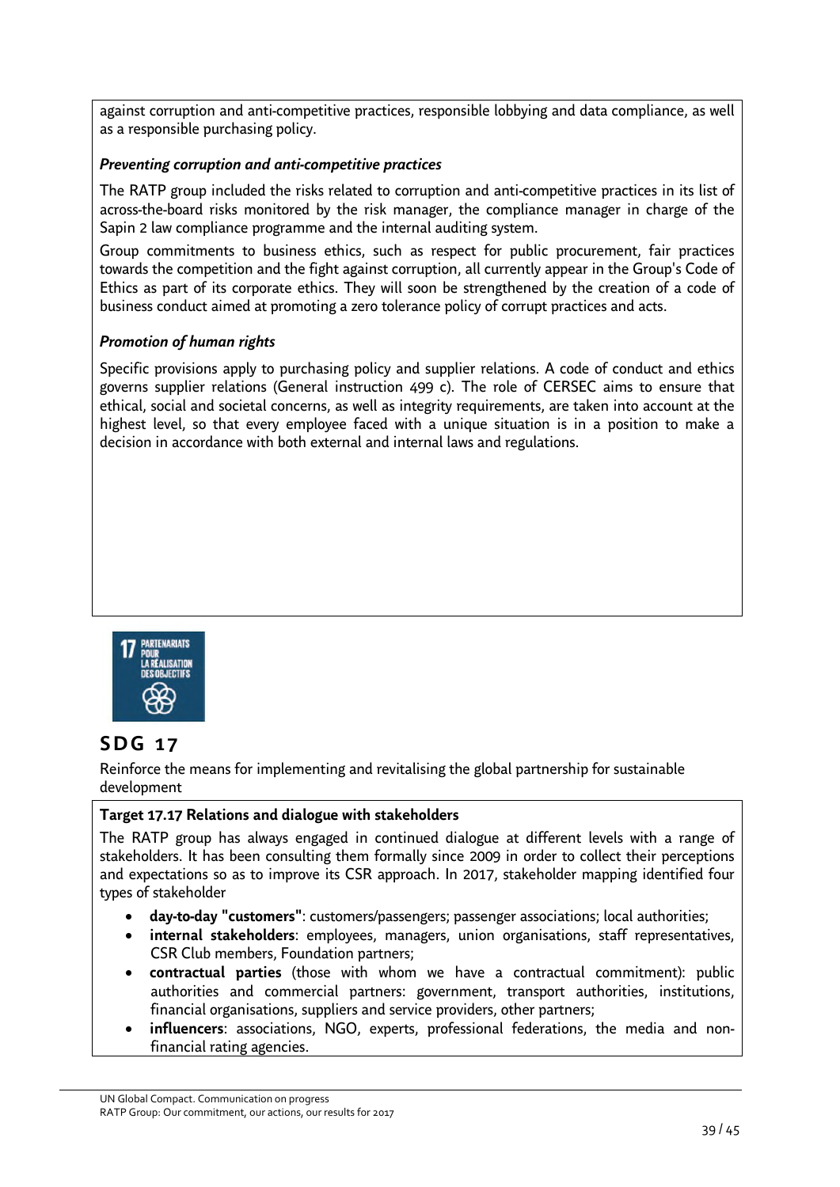against corruption and anti-competitive practices, responsible lobbying and data compliance, as well as a responsible purchasing policy.

***Preventing corruption and anti-competitive practices***

The RATP group included the risks related to corruption and anti-competitive practices in its list of across-the-board risks monitored by the risk manager, the compliance manager in charge of the Sapin 2 law compliance programme and the internal auditing system.

Group commitments to business ethics, such as respect for public procurement, fair practices towards the competition and the fight against corruption, all currently appear in the Group's Code of Ethics as part of its corporate ethics. They will soon be strengthened by the creation of a code of business conduct aimed at promoting a zero tolerance policy of corrupt practices and acts.

***Promotion of human rights***

Specific provisions apply to purchasing policy and supplier relations. A code of conduct and ethics governs supplier relations (General instruction 499 c). The role of CERSEC aims to ensure that ethical, social and societal concerns, as well as integrity requirements, are taken into account at the highest level, so that every employee faced with a unique situation is in a position to make a decision in accordance with both external and internal laws and regulations.

17 PARTENARIATS POUR LA RÉALISATION DES OBJECTIFS

## SDG 17

Reinforce the means for implementing and revitalising the global partnership for sustainable development

**Target 17.17 Relations and dialogue with stakeholders**

The RATP group has always engaged in continued dialogue at different levels with a range of stakeholders. It has been consulting them formally since 2009 in order to collect their perceptions and expectations so as to improve its CSR approach. In 2017, stakeholder mapping identified four types of stakeholder

- **day-to-day "customers"**: customers/passengers; passenger associations; local authorities;
- **internal stakeholders**: employees, managers, union organisations, staff representatives, CSR Club members, Foundation partners;
- **contractual parties** (those with whom we have a contractual commitment): public authorities and commercial partners: government, transport authorities, institutions, financial organisations, suppliers and service providers, other partners;
- **influencers**: associations, NGO, experts, professional federations, the media and non-financial rating agencies.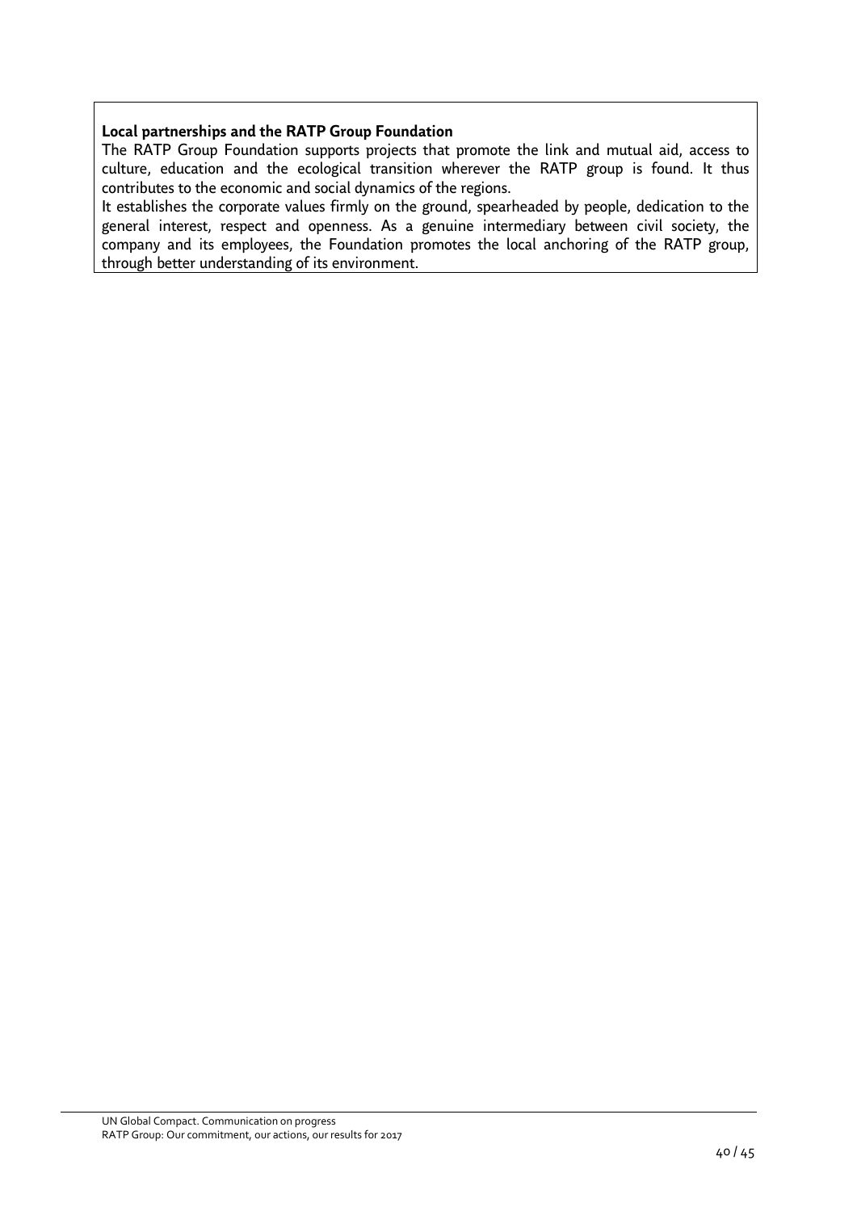**Local partnerships and the RATP Group Foundation**

The RATP Group Foundation supports projects that promote the link and mutual aid, access to culture, education and the ecological transition wherever the RATP group is found. It thus contributes to the economic and social dynamics of the regions.

It establishes the corporate values firmly on the ground, spearheaded by people, dedication to the general interest, respect and openness. As a genuine intermediary between civil society, the company and its employees, the Foundation promotes the local anchoring of the RATP group, through better understanding of its environment.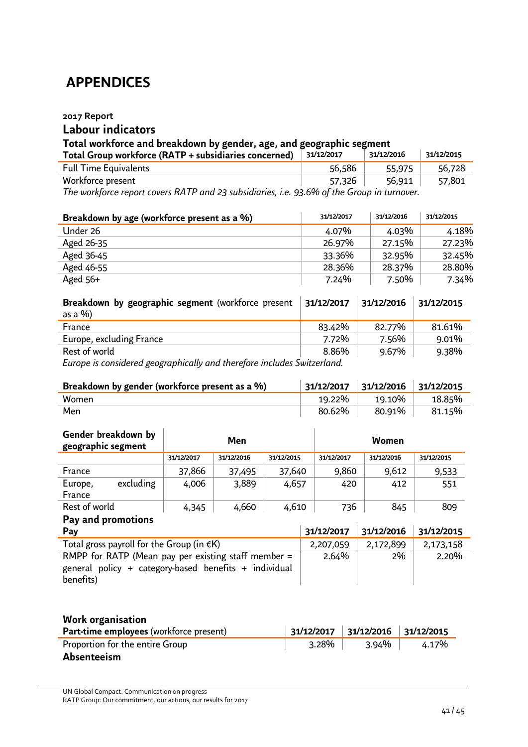# APPENDICES

**2017 Report**

## Labour indicators

### Total workforce and breakdown by gender, age, and geographic segment

| Total Group workforce (RATP + subsidiaries concerned) | 31/12/2017 | 31/12/2016 | 31/12/2015 |
|---|---|---|---|
| Full Time Equivalents | 56,586 | 55,975 | 56,728 |
| Workforce present | 57,326 | 56,911 | 57,801 |

*The workforce report covers RATP and 23 subsidiaries, i.e. 93.6% of the Group in turnover.*

| Breakdown by age (workforce present as a %) | 31/12/2017 | 31/12/2016 | 31/12/2015 |
|---|---|---|---|
| Under 26 | 4.07% | 4.03% | 4.18% |
| Aged 26-35 | 26.97% | 27.15% | 27.23% |
| Aged 36-45 | 33.36% | 32.95% | 32.45% |
| Aged 46-55 | 28.36% | 28.37% | 28.80% |
| Aged 56+ | 7.24% | 7.50% | 7.34% |

| **Breakdown by geographic segment** (workforce present as a %) | 31/12/2017 | 31/12/2016 | 31/12/2015 |
|---|---|---|---|
| France | 83.42% | 82.77% | 81.61% |
| Europe, excluding France | 7.72% | 7.56% | 9.01% |
| Rest of world | 8.86% | 9.67% | 9.38% |

*Europe is considered geographically and therefore includes Switzerland.*

| Breakdown by gender (workforce present as a %) | 31/12/2017 | 31/12/2016 | 31/12/2015 |
|---|---|---|---|
| Women | 19.22% | 19.10% | 18.85% |
| Men | 80.62% | 80.91% | 81.15% |

| Gender breakdown by geographic segment | Men | | | Women | | |
|---|---|---|---|---|---|---|
| | 31/12/2017 | 31/12/2016 | 31/12/2015 | 31/12/2017 | 31/12/2016 | 31/12/2015 |
| France | 37,866 | 37,495 | 37,640 | 9,860 | 9,612 | 9,533 |
| Europe, excluding France | 4,006 | 3,889 | 4,657 | 420 | 412 | 551 |
| Rest of world | 4,345 | 4,660 | 4,610 | 736 | 845 | 809 |

### Pay and promotions

| Pay | 31/12/2017 | 31/12/2016 | 31/12/2015 |
|---|---|---|---|
| Total gross payroll for the Group (in €K) | 2,207,059 | 2,172,899 | 2,173,158 |
| RMPP for RATP (Mean pay per existing staff member = general policy + category-based benefits + individual benefits) | 2.64% | 2% | 2.20% |

### Work organisation

| **Part-time employees** (workforce present) | 31/12/2017 | 31/12/2016 | 31/12/2015 |
|---|---|---|---|
| Proportion for the entire Group | 3.28% | 3.94% | 4.17% |

**Absenteeism**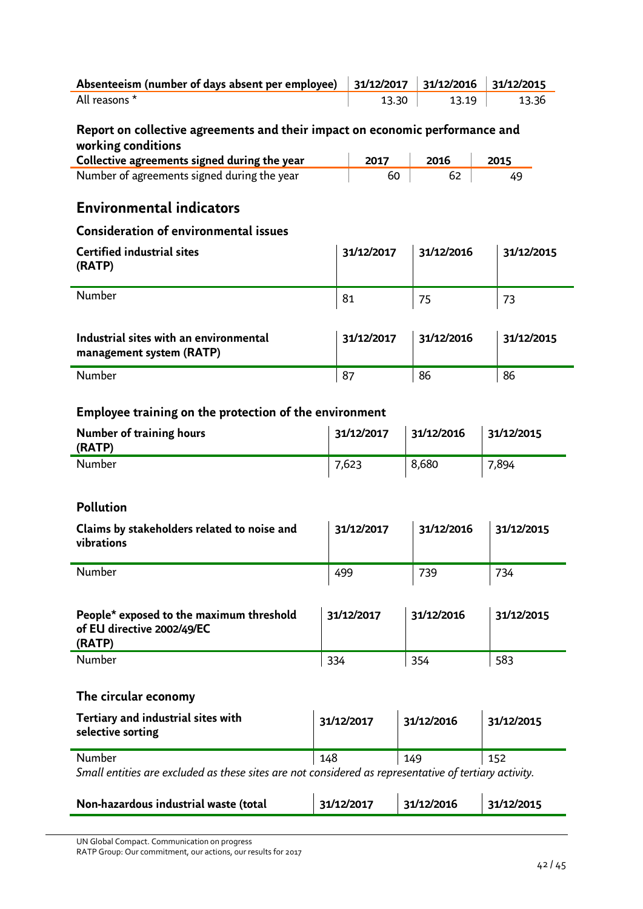| Absenteeism (number of days absent per employee) | 31/12/2017 | 31/12/2016 | 31/12/2015 |
|---|---|---|---|
| All reasons * | 13.30 | 13.19 | 13.36 |

**Report on collective agreements and their impact on economic performance and working conditions**

| Collective agreements signed during the year | 2017 | 2016 | 2015 |
|---|---|---|---|
| Number of agreements signed during the year | 60 | 62 | 49 |

## Environmental indicators

### Consideration of environmental issues

| Certified industrial sites (RATP) | 31/12/2017 | 31/12/2016 | 31/12/2015 |
|---|---|---|---|
| Number | 81 | 75 | 73 |

| Industrial sites with an environmental management system (RATP) | 31/12/2017 | 31/12/2016 | 31/12/2015 |
|---|---|---|---|
| Number | 87 | 86 | 86 |

### Employee training on the protection of the environment

| Number of training hours (RATP) | 31/12/2017 | 31/12/2016 | 31/12/2015 |
|---|---|---|---|
| Number | 7,623 | 8,680 | 7,894 |

### Pollution

| Claims by stakeholders related to noise and vibrations | 31/12/2017 | 31/12/2016 | 31/12/2015 |
|---|---|---|---|
| Number | 499 | 739 | 734 |

| People* exposed to the maximum threshold of EU directive 2002/49/EC (RATP) | 31/12/2017 | 31/12/2016 | 31/12/2015 |
|---|---|---|---|
| Number | 334 | 354 | 583 |

### The circular economy

| Tertiary and industrial sites with selective sorting | 31/12/2017 | 31/12/2016 | 31/12/2015 |
|---|---|---|---|
| Number | 148 | 149 | 152 |

*Small entities are excluded as these sites are not considered as representative of tertiary activity.*

| Non-hazardous industrial waste (total | 31/12/2017 | 31/12/2016 | 31/12/2015 |
|---|---|---|---|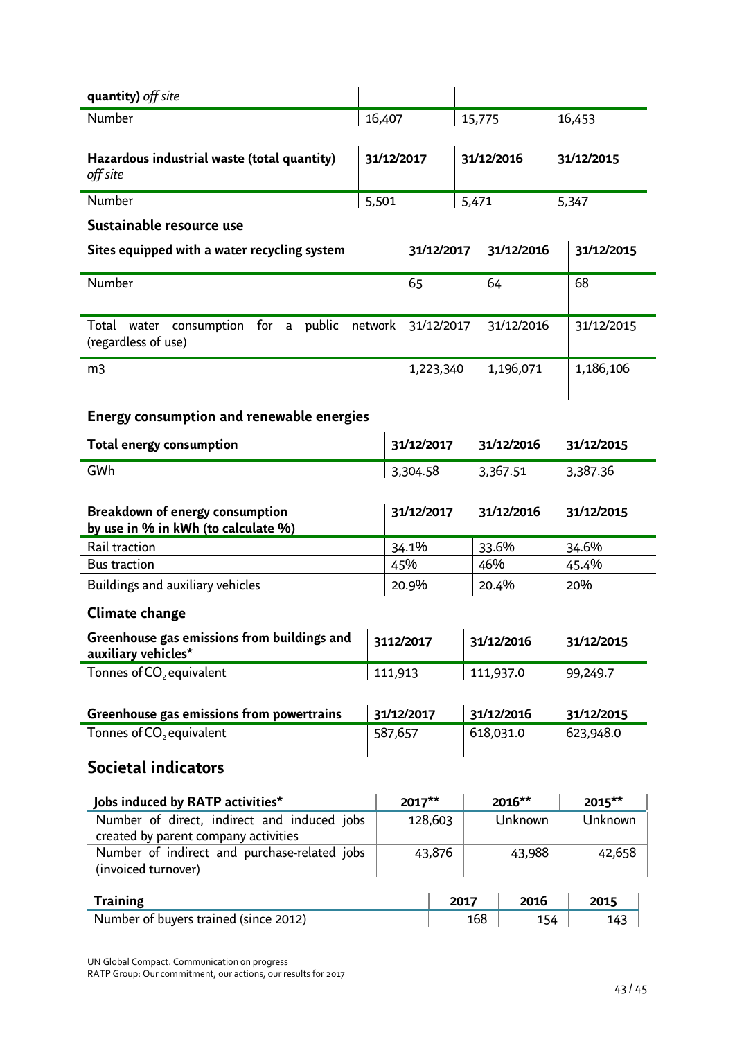| quantity) *off site* | | | |
|---|---|---|---|
| Number | 16,407 | 15,775 | 16,453 |

| Hazardous industrial waste (total quantity) *off site* | 31/12/2017 | 31/12/2016 | 31/12/2015 |
|---|---|---|---|
| Number | 5,501 | 5,471 | 5,347 |

### Sustainable resource use

| Sites equipped with a water recycling system | 31/12/2017 | 31/12/2016 | 31/12/2015 |
|---|---|---|---|
| Number | 65 | 64 | 68 |

| Total water consumption for a public network (regardless of use) | 31/12/2017 | 31/12/2016 | 31/12/2015 |
|---|---|---|---|
| m3 | 1,223,340 | 1,196,071 | 1,186,106 |

### Energy consumption and renewable energies

| Total energy consumption | 31/12/2017 | 31/12/2016 | 31/12/2015 |
|---|---|---|---|
| GWh | 3,304.58 | 3,367.51 | 3,387.36 |

| Breakdown of energy consumption by use in % in kWh (to calculate %) | 31/12/2017 | 31/12/2016 | 31/12/2015 |
|---|---|---|---|
| Rail traction | 34.1% | 33.6% | 34.6% |
| Bus traction | 45% | 46% | 45.4% |
| Buildings and auxiliary vehicles | 20.9% | 20.4% | 20% |

### Climate change

| Greenhouse gas emissions from buildings and auxiliary vehicles* | 3112/2017 | 31/12/2016 | 31/12/2015 |
|---|---|---|---|
| Tonnes of $CO_2$ equivalent | 111,913 | 111,937.0 | 99,249.7 |

| Greenhouse gas emissions from powertrains | 31/12/2017 | 31/12/2016 | 31/12/2015 |
|---|---|---|---|
| Tonnes of $CO_2$ equivalent | 587,657 | 618,031.0 | 623,948.0 |

## Societal indicators

| Jobs induced by RATP activities* | 2017** | 2016** | 2015** |
|---|---|---|---|
| Number of direct, indirect and induced jobs created by parent company activities | 128,603 | Unknown | Unknown |
| Number of indirect and purchase-related jobs (invoiced turnover) | 43,876 | 43,988 | 42,658 |

| Training | 2017 | 2016 | 2015 |
|---|---|---|---|
| Number of buyers trained (since 2012) | 168 | 154 | 143 |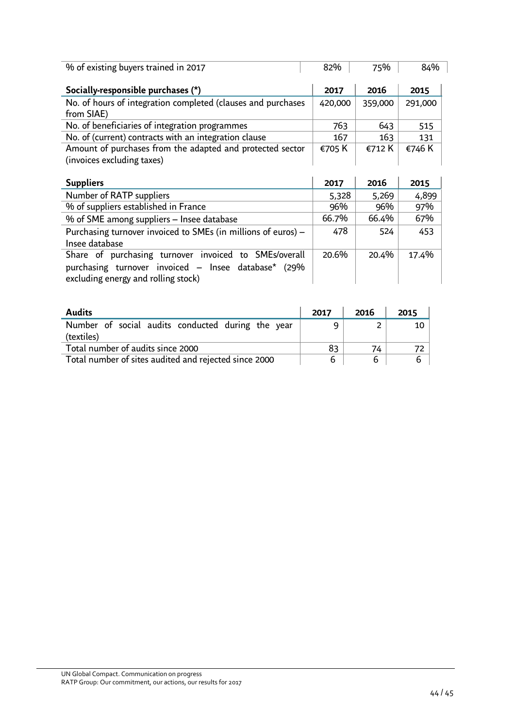| % of existing buyers trained in 2017 | 82% | 75% | 84% |
|---|---|---|---|

| Socially-responsible purchases (*) | 2017 | 2016 | 2015 |
|---|---|---|---|
| No. of hours of integration completed (clauses and purchases from SIAE) | 420,000 | 359,000 | 291,000 |
| No. of beneficiaries of integration programmes | 763 | 643 | 515 |
| No. of (current) contracts with an integration clause | 167 | 163 | 131 |
| Amount of purchases from the adapted and protected sector (invoices excluding taxes) | €705 K | €712 K | €746 K |

| Suppliers | 2017 | 2016 | 2015 |
|---|---|---|---|
| Number of RATP suppliers | 5,328 | 5,269 | 4,899 |
| % of suppliers established in France | 96% | 96% | 97% |
| % of SME among suppliers – Insee database | 66.7% | 66.4% | 67% |
| Purchasing turnover invoiced to SMEs (in millions of euros) – Insee database | 478 | 524 | 453 |
| Share of purchasing turnover invoiced to SMEs/overall purchasing turnover invoiced – Insee database* (29% excluding energy and rolling stock) | 20.6% | 20.4% | 17.4% |

| Audits | 2017 | 2016 | 2015 |
|---|---|---|---|
| Number of social audits conducted during the year (textiles) | 9 | 2 | 10 |
| Total number of audits since 2000 | 83 | 74 | 72 |
| Total number of sites audited and rejected since 2000 | 6 | 6 | 6 |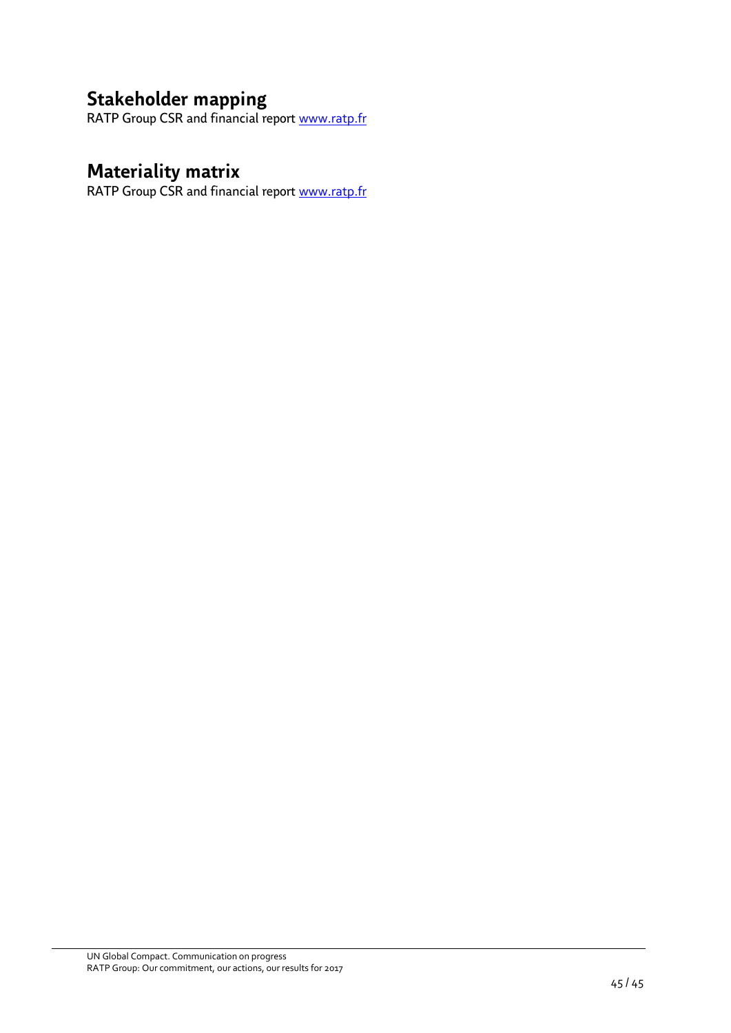## Stakeholder mapping

RATP Group CSR and financial report www.ratp.fr

## Materiality matrix

RATP Group CSR and financial report www.ratp.fr